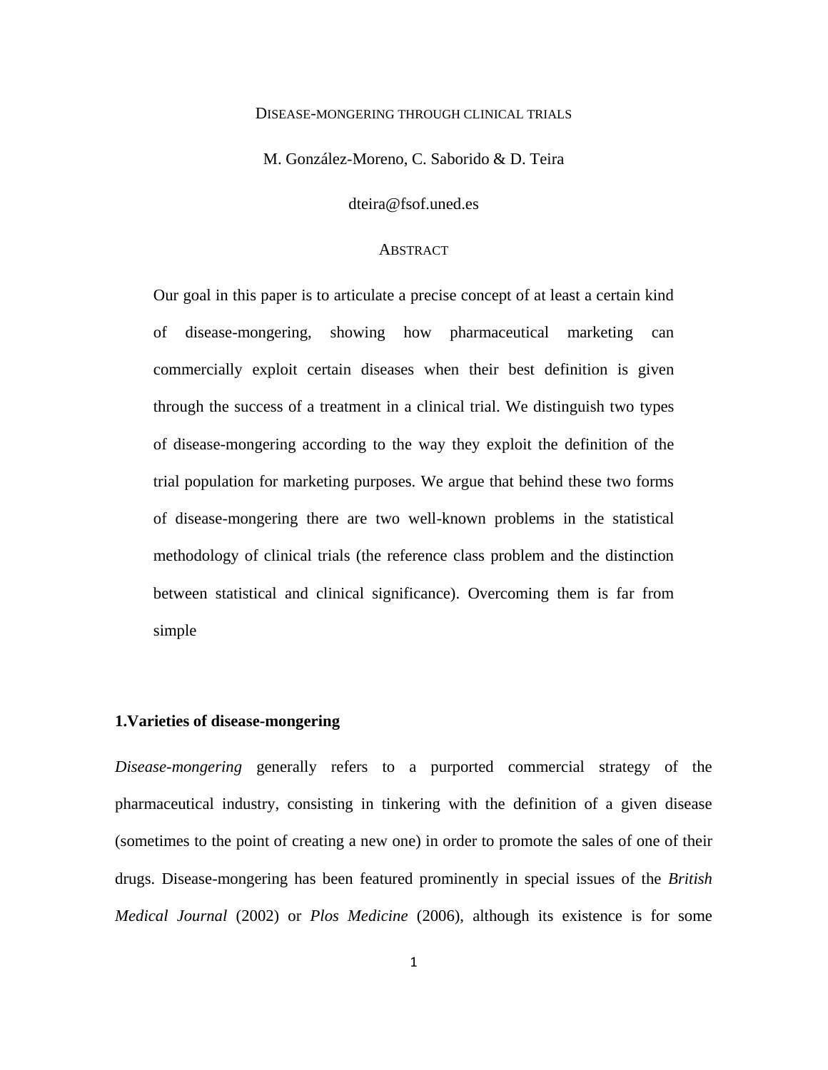# Disease-mongering through clinical trials

M. González-Moreno, C. Saborido & D. Teira

dteira@fsof.uned.es

## Abstract

Our goal in this paper is to articulate a precise concept of at least a certain kind of disease-mongering, showing how pharmaceutical marketing can commercially exploit certain diseases when their best definition is given through the success of a treatment in a clinical trial. We distinguish two types of disease-mongering according to the way they exploit the definition of the trial population for marketing purposes. We argue that behind these two forms of disease-mongering there are two well-known problems in the statistical methodology of clinical trials (the reference class problem and the distinction between statistical and clinical significance). Overcoming them is far from simple

## 1.Varieties of disease-mongering

*Disease-mongering* generally refers to a purported commercial strategy of the pharmaceutical industry, consisting in tinkering with the definition of a given disease (sometimes to the point of creating a new one) in order to promote the sales of one of their drugs. Disease-mongering has been featured prominently in special issues of the *British Medical Journal* (2002) or *Plos Medicine* (2006), although its existence is for some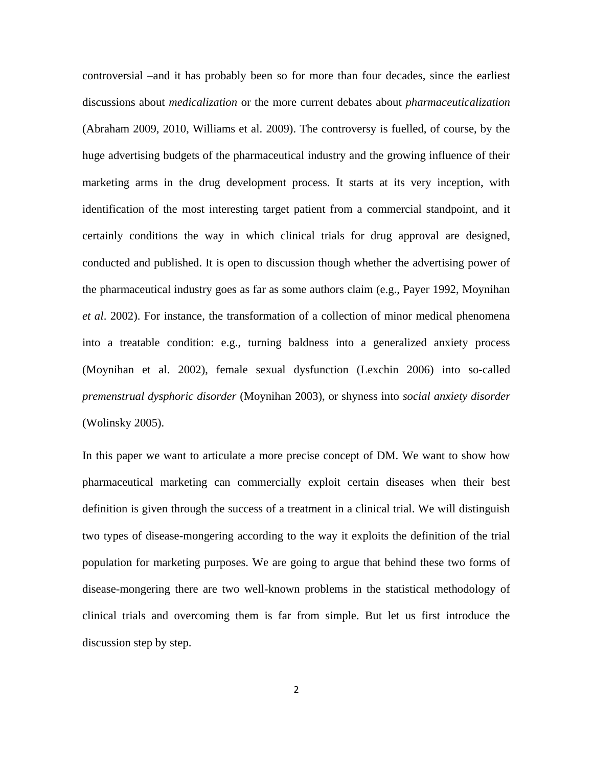controversial –and it has probably been so for more than four decades, since the earliest discussions about *medicalization* or the more current debates about *pharmaceuticalization* (Abraham 2009, 2010, Williams et al. 2009). The controversy is fuelled, of course, by the huge advertising budgets of the pharmaceutical industry and the growing influence of their marketing arms in the drug development process. It starts at its very inception, with identification of the most interesting target patient from a commercial standpoint, and it certainly conditions the way in which clinical trials for drug approval are designed, conducted and published. It is open to discussion though whether the advertising power of the pharmaceutical industry goes as far as some authors claim (e.g., Payer 1992, Moynihan *et al*. 2002). For instance, the transformation of a collection of minor medical phenomena into a treatable condition: e.g., turning baldness into a generalized anxiety process (Moynihan et al. 2002), female sexual dysfunction (Lexchin 2006) into so-called *premenstrual dysphoric disorder* (Moynihan 2003), or shyness into *social anxiety disorder* (Wolinsky 2005).

In this paper we want to articulate a more precise concept of DM. We want to show how pharmaceutical marketing can commercially exploit certain diseases when their best definition is given through the success of a treatment in a clinical trial. We will distinguish two types of disease-mongering according to the way it exploits the definition of the trial population for marketing purposes. We are going to argue that behind these two forms of disease-mongering there are two well-known problems in the statistical methodology of clinical trials and overcoming them is far from simple. But let us first introduce the discussion step by step.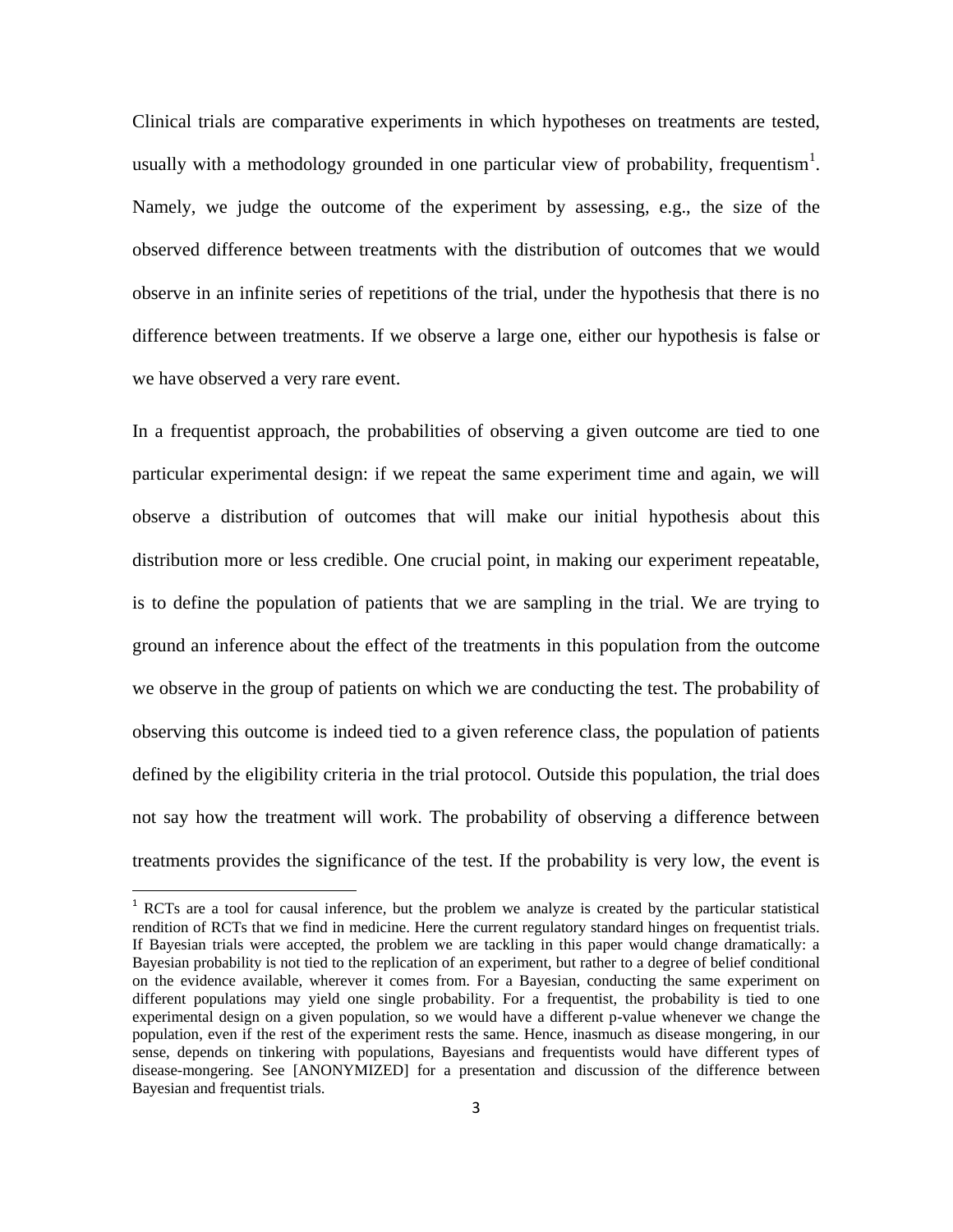Clinical trials are comparative experiments in which hypotheses on treatments are tested, usually with a methodology grounded in one particular view of probability, frequentism[1]. Namely, we judge the outcome of the experiment by assessing, e.g., the size of the observed difference between treatments with the distribution of outcomes that we would observe in an infinite series of repetitions of the trial, under the hypothesis that there is no difference between treatments. If we observe a large one, either our hypothesis is false or we have observed a very rare event.

In a frequentist approach, the probabilities of observing a given outcome are tied to one particular experimental design: if we repeat the same experiment time and again, we will observe a distribution of outcomes that will make our initial hypothesis about this distribution more or less credible. One crucial point, in making our experiment repeatable, is to define the population of patients that we are sampling in the trial. We are trying to ground an inference about the effect of the treatments in this population from the outcome we observe in the group of patients on which we are conducting the test. The probability of observing this outcome is indeed tied to a given reference class, the population of patients defined by the eligibility criteria in the trial protocol. Outside this population, the trial does not say how the treatment will work. The probability of observing a difference between treatments provides the significance of the test. If the probability is very low, the event is

[1] RCTs are a tool for causal inference, but the problem we analyze is created by the particular statistical rendition of RCTs that we find in medicine. Here the current regulatory standard hinges on frequentist trials. If Bayesian trials were accepted, the problem we are tackling in this paper would change dramatically: a Bayesian probability is not tied to the replication of an experiment, but rather to a degree of belief conditional on the evidence available, wherever it comes from. For a Bayesian, conducting the same experiment on different populations may yield one single probability. For a frequentist, the probability is tied to one experimental design on a given population, so we would have a different p-value whenever we change the population, even if the rest of the experiment rests the same. Hence, inasmuch as disease mongering, in our sense, depends on tinkering with populations, Bayesians and frequentists would have different types of disease-mongering. See [ANONYMIZED] for a presentation and discussion of the difference between Bayesian and frequentist trials.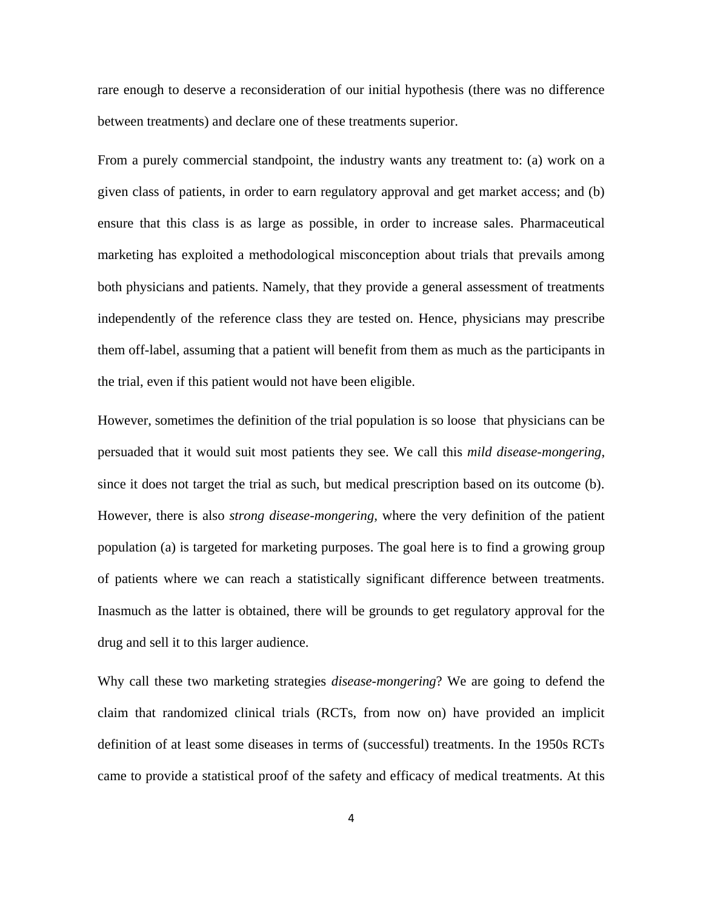rare enough to deserve a reconsideration of our initial hypothesis (there was no difference between treatments) and declare one of these treatments superior.

From a purely commercial standpoint, the industry wants any treatment to: (a) work on a given class of patients, in order to earn regulatory approval and get market access; and (b) ensure that this class is as large as possible, in order to increase sales. Pharmaceutical marketing has exploited a methodological misconception about trials that prevails among both physicians and patients. Namely, that they provide a general assessment of treatments independently of the reference class they are tested on. Hence, physicians may prescribe them off-label, assuming that a patient will benefit from them as much as the participants in the trial, even if this patient would not have been eligible.

However, sometimes the definition of the trial population is so loose that physicians can be persuaded that it would suit most patients they see. We call this *mild disease-mongering*, since it does not target the trial as such, but medical prescription based on its outcome (b). However, there is also *strong disease-mongering*, where the very definition of the patient population (a) is targeted for marketing purposes. The goal here is to find a growing group of patients where we can reach a statistically significant difference between treatments. Inasmuch as the latter is obtained, there will be grounds to get regulatory approval for the drug and sell it to this larger audience.

Why call these two marketing strategies *disease-mongering*? We are going to defend the claim that randomized clinical trials (RCTs, from now on) have provided an implicit definition of at least some diseases in terms of (successful) treatments. In the 1950s RCTs came to provide a statistical proof of the safety and efficacy of medical treatments. At this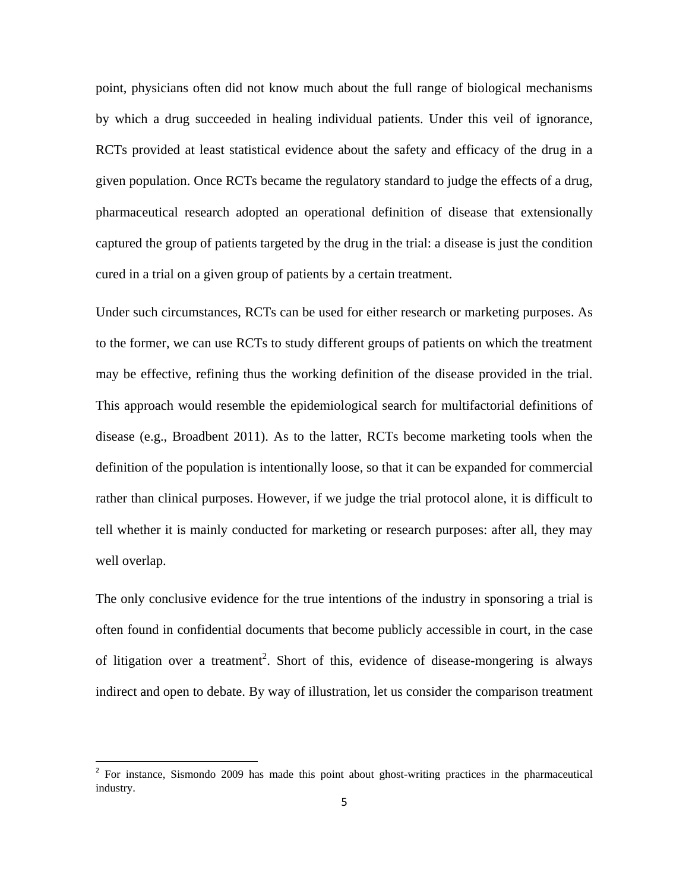point, physicians often did not know much about the full range of biological mechanisms by which a drug succeeded in healing individual patients. Under this veil of ignorance, RCTs provided at least statistical evidence about the safety and efficacy of the drug in a given population. Once RCTs became the regulatory standard to judge the effects of a drug, pharmaceutical research adopted an operational definition of disease that extensionally captured the group of patients targeted by the drug in the trial: a disease is just the condition cured in a trial on a given group of patients by a certain treatment.

Under such circumstances, RCTs can be used for either research or marketing purposes. As to the former, we can use RCTs to study different groups of patients on which the treatment may be effective, refining thus the working definition of the disease provided in the trial. This approach would resemble the epidemiological search for multifactorial definitions of disease (e.g., Broadbent 2011). As to the latter, RCTs become marketing tools when the definition of the population is intentionally loose, so that it can be expanded for commercial rather than clinical purposes. However, if we judge the trial protocol alone, it is difficult to tell whether it is mainly conducted for marketing or research purposes: after all, they may well overlap.

The only conclusive evidence for the true intentions of the industry in sponsoring a trial is often found in confidential documents that become publicly accessible in court, in the case of litigation over a treatment[2]. Short of this, evidence of disease-mongering is always indirect and open to debate. By way of illustration, let us consider the comparison treatment

[2] For instance, Sismondo 2009 has made this point about ghost-writing practices in the pharmaceutical industry.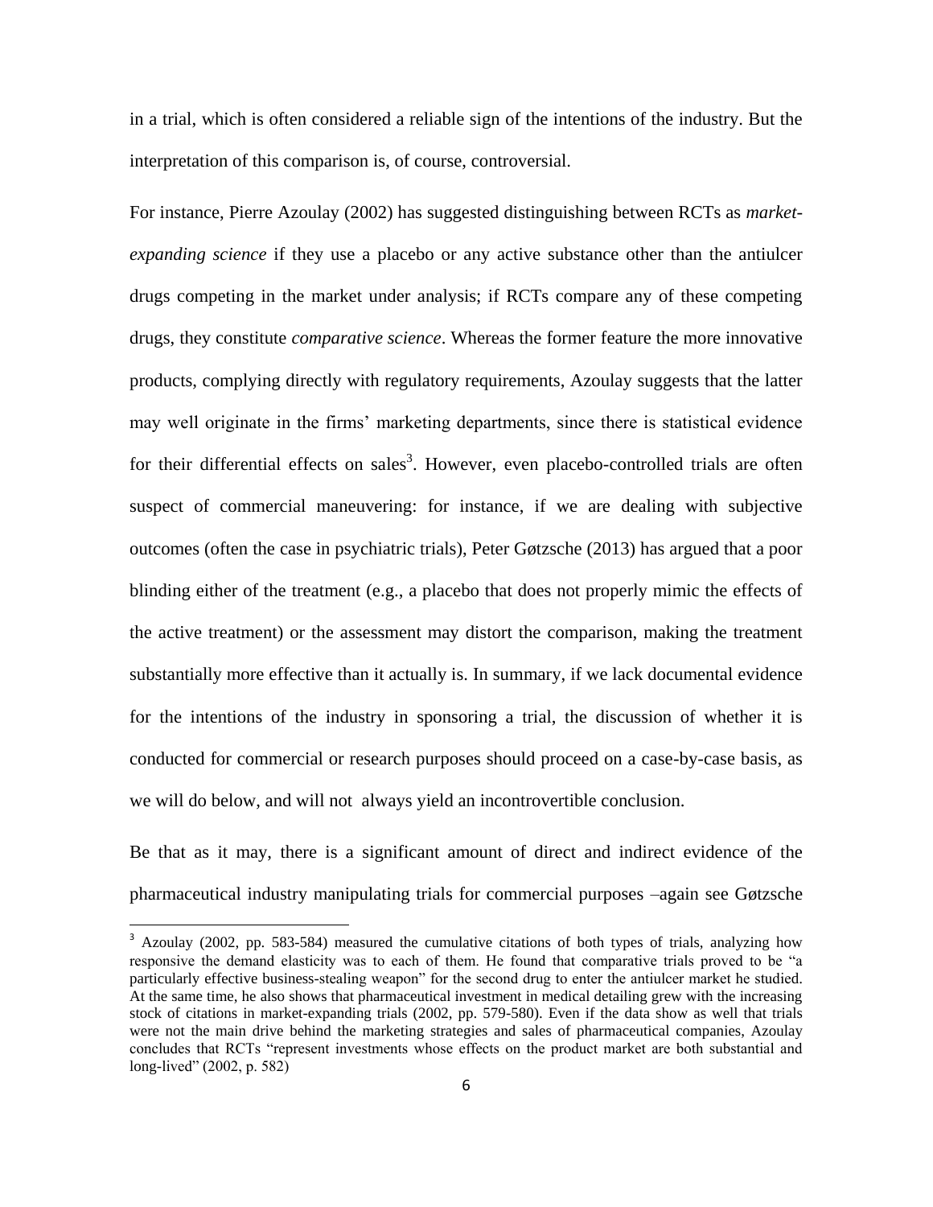in a trial, which is often considered a reliable sign of the intentions of the industry. But the interpretation of this comparison is, of course, controversial.

For instance, Pierre Azoulay (2002) has suggested distinguishing between RCTs as *market-expanding science* if they use a placebo or any active substance other than the antiulcer drugs competing in the market under analysis; if RCTs compare any of these competing drugs, they constitute *comparative science*. Whereas the former feature the more innovative products, complying directly with regulatory requirements, Azoulay suggests that the latter may well originate in the firms' marketing departments, since there is statistical evidence for their differential effects on sales[3]. However, even placebo-controlled trials are often suspect of commercial maneuvering: for instance, if we are dealing with subjective outcomes (often the case in psychiatric trials), Peter Gøtzsche (2013) has argued that a poor blinding either of the treatment (e.g., a placebo that does not properly mimic the effects of the active treatment) or the assessment may distort the comparison, making the treatment substantially more effective than it actually is. In summary, if we lack documental evidence for the intentions of the industry in sponsoring a trial, the discussion of whether it is conducted for commercial or research purposes should proceed on a case-by-case basis, as we will do below, and will not always yield an incontrovertible conclusion.

Be that as it may, there is a significant amount of direct and indirect evidence of the pharmaceutical industry manipulating trials for commercial purposes –again see Gøtzsche

---

[3] Azoulay (2002, pp. 583-584) measured the cumulative citations of both types of trials, analyzing how responsive the demand elasticity was to each of them. He found that comparative trials proved to be "a particularly effective business-stealing weapon" for the second drug to enter the antiulcer market he studied. At the same time, he also shows that pharmaceutical investment in medical detailing grew with the increasing stock of citations in market-expanding trials (2002, pp. 579-580). Even if the data show as well that trials were not the main drive behind the marketing strategies and sales of pharmaceutical companies, Azoulay concludes that RCTs "represent investments whose effects on the product market are both substantial and long-lived" (2002, p. 582)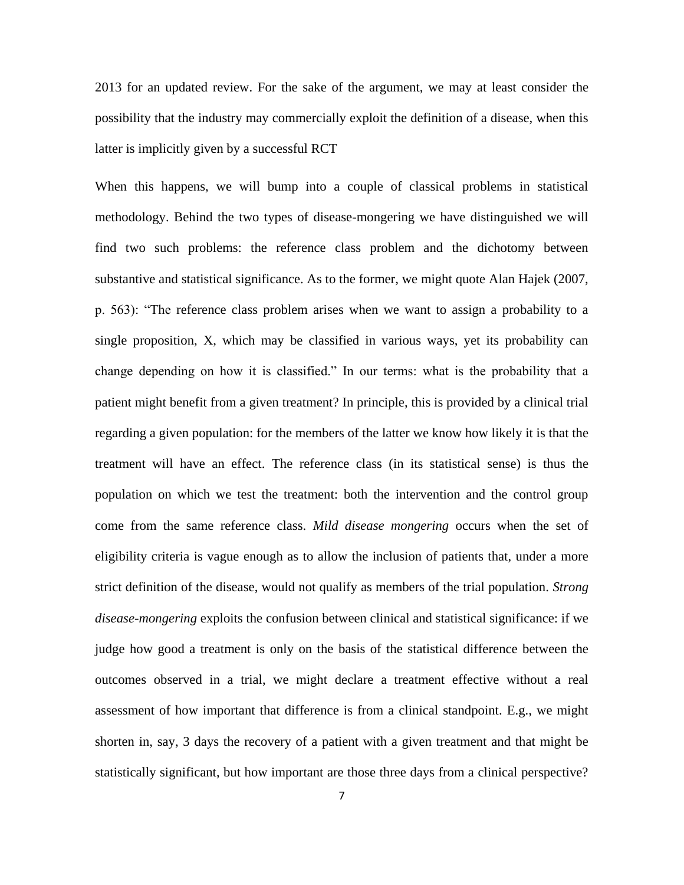2013 for an updated review. For the sake of the argument, we may at least consider the possibility that the industry may commercially exploit the definition of a disease, when this latter is implicitly given by a successful RCT

When this happens, we will bump into a couple of classical problems in statistical methodology. Behind the two types of disease-mongering we have distinguished we will find two such problems: the reference class problem and the dichotomy between substantive and statistical significance. As to the former, we might quote Alan Hajek (2007, p. 563): "The reference class problem arises when we want to assign a probability to a single proposition, X, which may be classified in various ways, yet its probability can change depending on how it is classified." In our terms: what is the probability that a patient might benefit from a given treatment? In principle, this is provided by a clinical trial regarding a given population: for the members of the latter we know how likely it is that the treatment will have an effect. The reference class (in its statistical sense) is thus the population on which we test the treatment: both the intervention and the control group come from the same reference class. *Mild disease mongering* occurs when the set of eligibility criteria is vague enough as to allow the inclusion of patients that, under a more strict definition of the disease, would not qualify as members of the trial population. *Strong disease-mongering* exploits the confusion between clinical and statistical significance: if we judge how good a treatment is only on the basis of the statistical difference between the outcomes observed in a trial, we might declare a treatment effective without a real assessment of how important that difference is from a clinical standpoint. E.g., we might shorten in, say, 3 days the recovery of a patient with a given treatment and that might be statistically significant, but how important are those three days from a clinical perspective?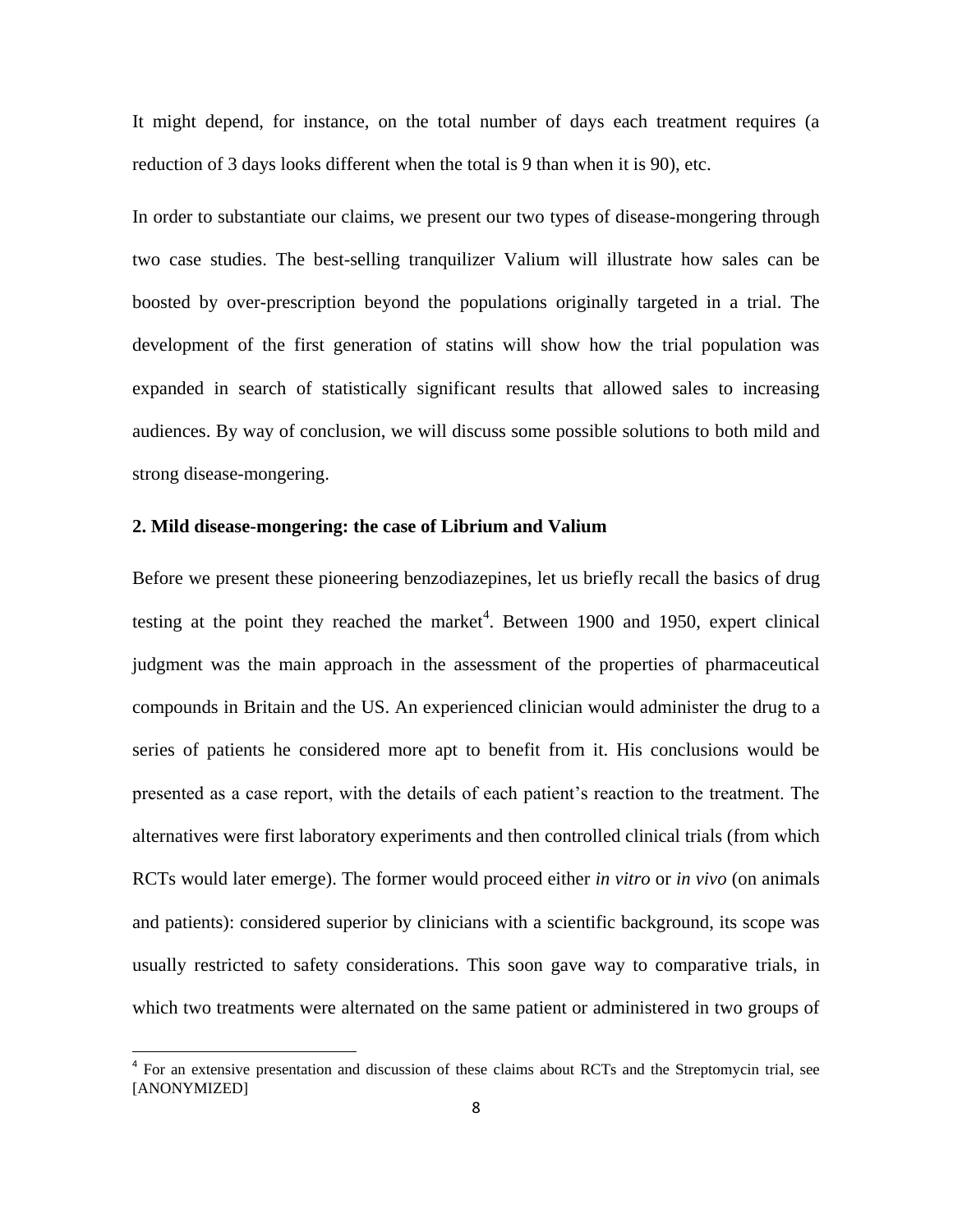It might depend, for instance, on the total number of days each treatment requires (a reduction of 3 days looks different when the total is 9 than when it is 90), etc.

In order to substantiate our claims, we present our two types of disease-mongering through two case studies. The best-selling tranquilizer Valium will illustrate how sales can be boosted by over-prescription beyond the populations originally targeted in a trial. The development of the first generation of statins will show how the trial population was expanded in search of statistically significant results that allowed sales to increasing audiences. By way of conclusion, we will discuss some possible solutions to both mild and strong disease-mongering.

## 2. Mild disease-mongering: the case of Librium and Valium

Before we present these pioneering benzodiazepines, let us briefly recall the basics of drug testing at the point they reached the market[4]. Between 1900 and 1950, expert clinical judgment was the main approach in the assessment of the properties of pharmaceutical compounds in Britain and the US. An experienced clinician would administer the drug to a series of patients he considered more apt to benefit from it. His conclusions would be presented as a case report, with the details of each patient's reaction to the treatment. The alternatives were first laboratory experiments and then controlled clinical trials (from which RCTs would later emerge). The former would proceed either *in vitro* or *in vivo* (on animals and patients): considered superior by clinicians with a scientific background, its scope was usually restricted to safety considerations. This soon gave way to comparative trials, in which two treatments were alternated on the same patient or administered in two groups of

[4] For an extensive presentation and discussion of these claims about RCTs and the Streptomycin trial, see [ANONYMIZED]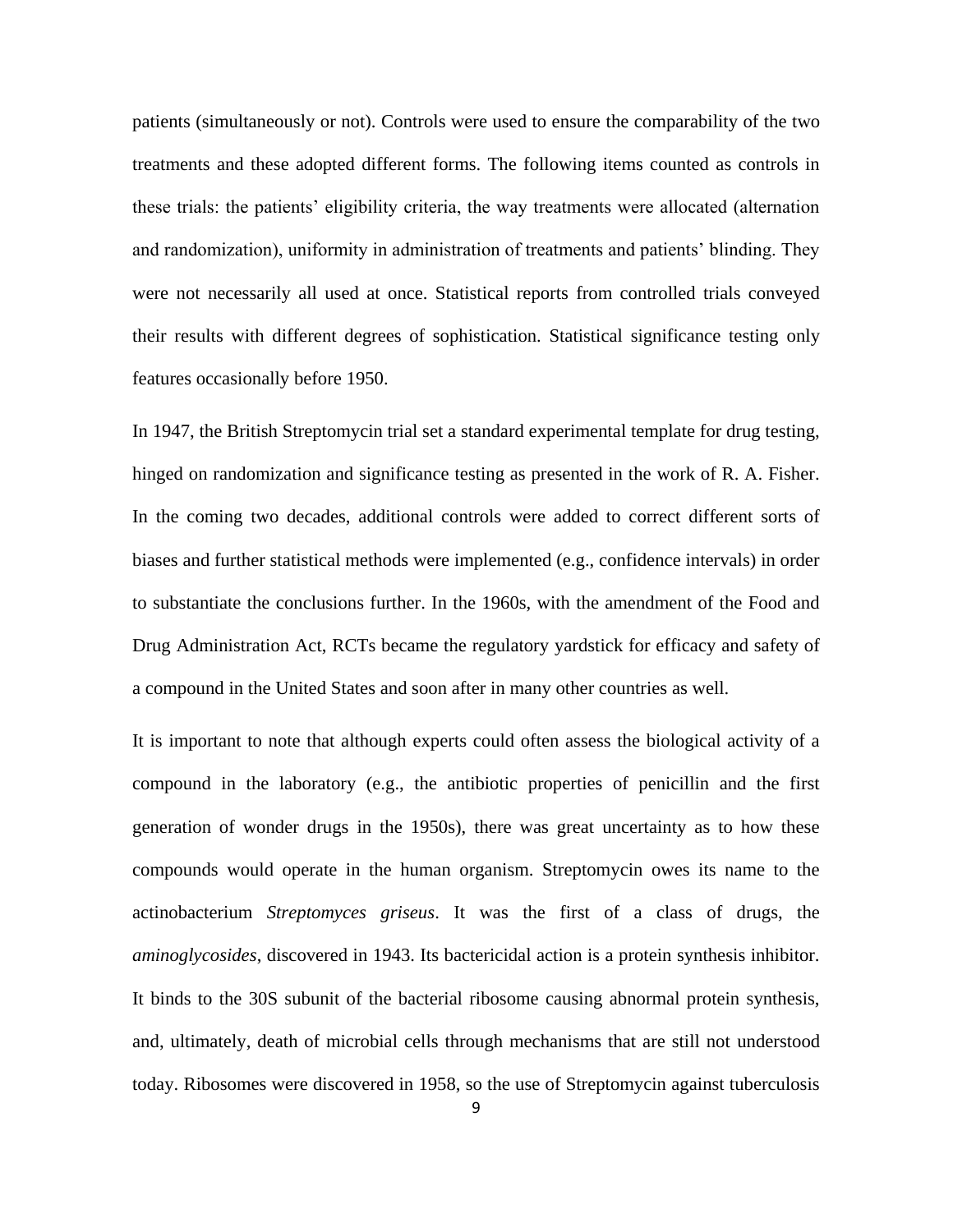patients (simultaneously or not). Controls were used to ensure the comparability of the two treatments and these adopted different forms. The following items counted as controls in these trials: the patients' eligibility criteria, the way treatments were allocated (alternation and randomization), uniformity in administration of treatments and patients' blinding. They were not necessarily all used at once. Statistical reports from controlled trials conveyed their results with different degrees of sophistication. Statistical significance testing only features occasionally before 1950.

In 1947, the British Streptomycin trial set a standard experimental template for drug testing, hinged on randomization and significance testing as presented in the work of R. A. Fisher. In the coming two decades, additional controls were added to correct different sorts of biases and further statistical methods were implemented (e.g., confidence intervals) in order to substantiate the conclusions further. In the 1960s, with the amendment of the Food and Drug Administration Act, RCTs became the regulatory yardstick for efficacy and safety of a compound in the United States and soon after in many other countries as well.

It is important to note that although experts could often assess the biological activity of a compound in the laboratory (e.g., the antibiotic properties of penicillin and the first generation of wonder drugs in the 1950s), there was great uncertainty as to how these compounds would operate in the human organism. Streptomycin owes its name to the actinobacterium *Streptomyces griseus*. It was the first of a class of drugs, the *aminoglycosides*, discovered in 1943. Its bactericidal action is a protein synthesis inhibitor. It binds to the 30S subunit of the bacterial ribosome causing abnormal protein synthesis, and, ultimately, death of microbial cells through mechanisms that are still not understood today. Ribosomes were discovered in 1958, so the use of Streptomycin against tuberculosis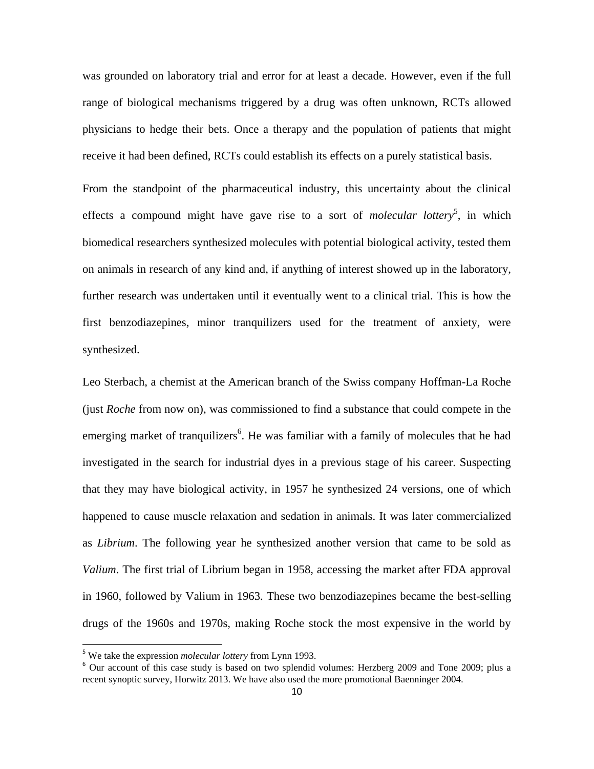was grounded on laboratory trial and error for at least a decade. However, even if the full range of biological mechanisms triggered by a drug was often unknown, RCTs allowed physicians to hedge their bets. Once a therapy and the population of patients that might receive it had been defined, RCTs could establish its effects on a purely statistical basis.

From the standpoint of the pharmaceutical industry, this uncertainty about the clinical effects a compound might have gave rise to a sort of *molecular lottery*[5], in which biomedical researchers synthesized molecules with potential biological activity, tested them on animals in research of any kind and, if anything of interest showed up in the laboratory, further research was undertaken until it eventually went to a clinical trial. This is how the first benzodiazepines, minor tranquilizers used for the treatment of anxiety, were synthesized.

Leo Sterbach, a chemist at the American branch of the Swiss company Hoffman-La Roche (just *Roche* from now on), was commissioned to find a substance that could compete in the emerging market of tranquilizers[6]. He was familiar with a family of molecules that he had investigated in the search for industrial dyes in a previous stage of his career. Suspecting that they may have biological activity, in 1957 he synthesized 24 versions, one of which happened to cause muscle relaxation and sedation in animals. It was later commercialized as *Librium*. The following year he synthesized another version that came to be sold as *Valium*. The first trial of Librium began in 1958, accessing the market after FDA approval in 1960, followed by Valium in 1963. These two benzodiazepines became the best-selling drugs of the 1960s and 1970s, making Roche stock the most expensive in the world by

---

[5] We take the expression *molecular lottery* from Lynn 1993.

[6] Our account of this case study is based on two splendid volumes: Herzberg 2009 and Tone 2009; plus a recent synoptic survey, Horwitz 2013. We have also used the more promotional Baenninger 2004.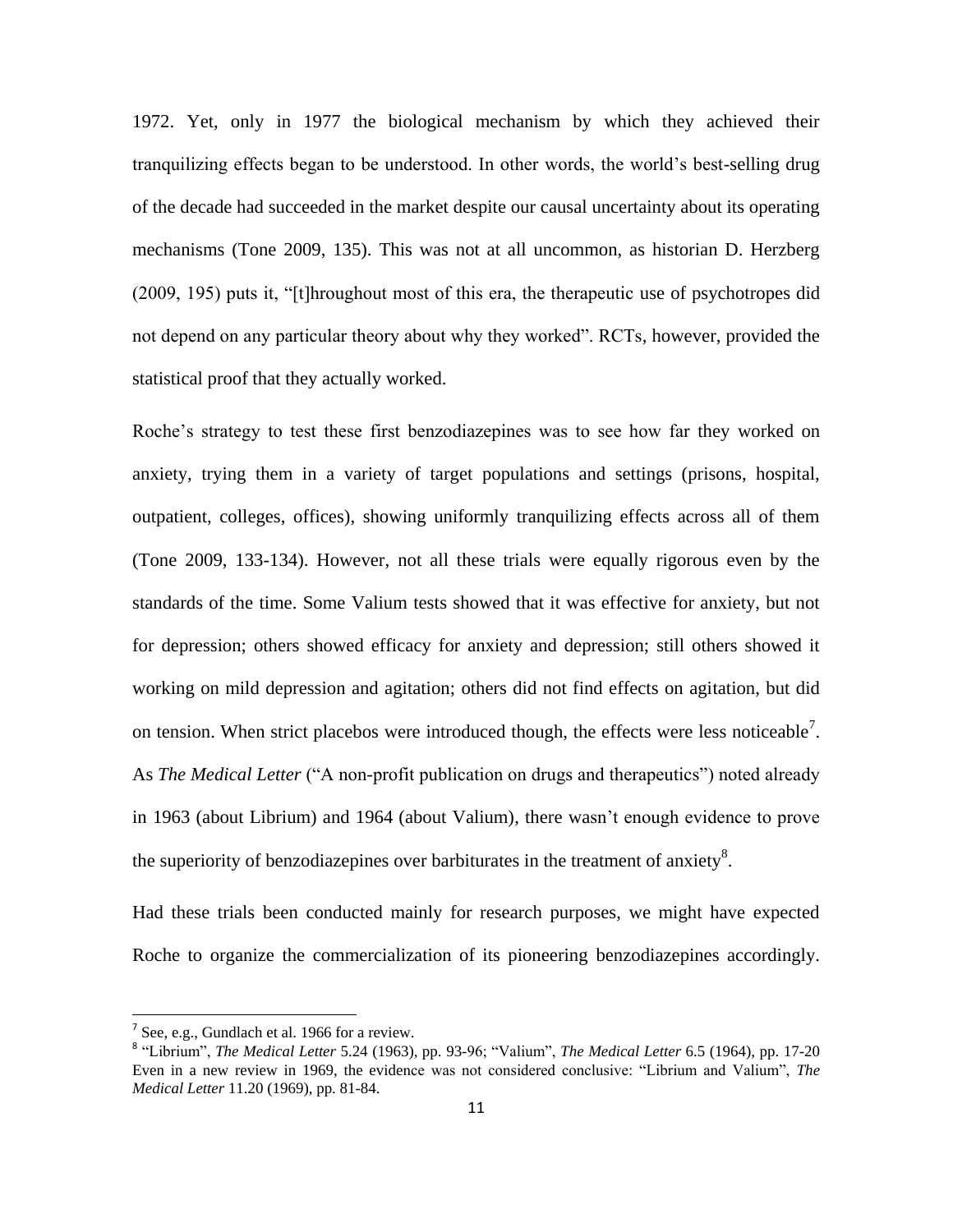1972. Yet, only in 1977 the biological mechanism by which they achieved their tranquilizing effects began to be understood. In other words, the world's best-selling drug of the decade had succeeded in the market despite our causal uncertainty about its operating mechanisms (Tone 2009, 135). This was not at all uncommon, as historian D. Herzberg (2009, 195) puts it, "[t]hroughout most of this era, the therapeutic use of psychotropes did not depend on any particular theory about why they worked". RCTs, however, provided the statistical proof that they actually worked.

Roche's strategy to test these first benzodiazepines was to see how far they worked on anxiety, trying them in a variety of target populations and settings (prisons, hospital, outpatient, colleges, offices), showing uniformly tranquilizing effects across all of them (Tone 2009, 133-134). However, not all these trials were equally rigorous even by the standards of the time. Some Valium tests showed that it was effective for anxiety, but not for depression; others showed efficacy for anxiety and depression; still others showed it working on mild depression and agitation; others did not find effects on agitation, but did on tension. When strict placebos were introduced though, the effects were less noticeable[7]. As *The Medical Letter* ("A non-profit publication on drugs and therapeutics") noted already in 1963 (about Librium) and 1964 (about Valium), there wasn't enough evidence to prove the superiority of benzodiazepines over barbiturates in the treatment of anxiety[8].

Had these trials been conducted mainly for research purposes, we might have expected Roche to organize the commercialization of its pioneering benzodiazepines accordingly.

---

[7] See, e.g., Gundlach et al. 1966 for a review.

[8] "Librium", *The Medical Letter* 5.24 (1963), pp. 93-96; "Valium", *The Medical Letter* 6.5 (1964), pp. 17-20 Even in a new review in 1969, the evidence was not considered conclusive: "Librium and Valium", *The Medical Letter* 11.20 (1969), pp. 81-84.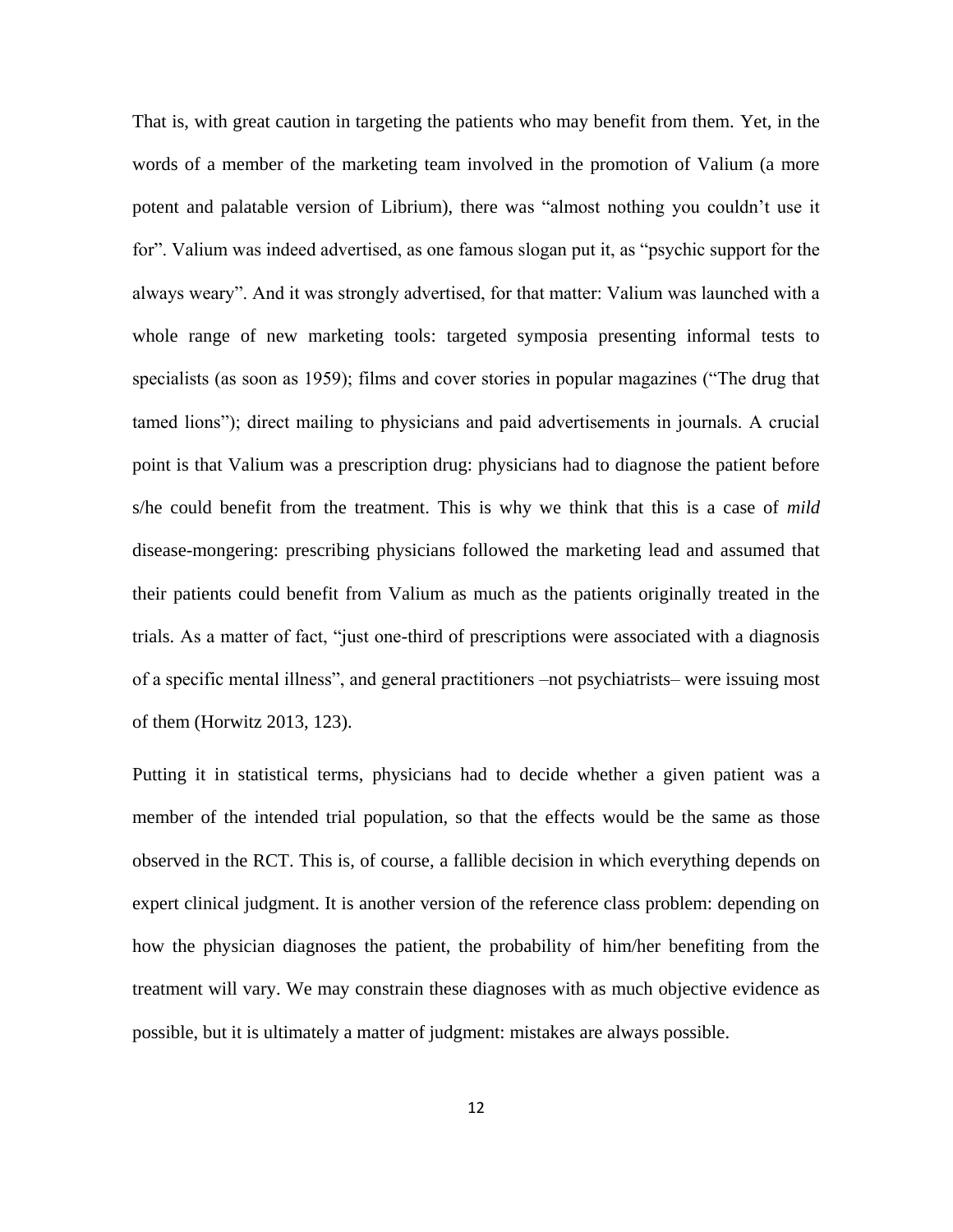That is, with great caution in targeting the patients who may benefit from them. Yet, in the words of a member of the marketing team involved in the promotion of Valium (a more potent and palatable version of Librium), there was "almost nothing you couldn't use it for". Valium was indeed advertised, as one famous slogan put it, as "psychic support for the always weary". And it was strongly advertised, for that matter: Valium was launched with a whole range of new marketing tools: targeted symposia presenting informal tests to specialists (as soon as 1959); films and cover stories in popular magazines ("The drug that tamed lions"); direct mailing to physicians and paid advertisements in journals. A crucial point is that Valium was a prescription drug: physicians had to diagnose the patient before s/he could benefit from the treatment. This is why we think that this is a case of *mild* disease-mongering: prescribing physicians followed the marketing lead and assumed that their patients could benefit from Valium as much as the patients originally treated in the trials. As a matter of fact, "just one-third of prescriptions were associated with a diagnosis of a specific mental illness", and general practitioners –not psychiatrists– were issuing most of them (Horwitz 2013, 123).

Putting it in statistical terms, physicians had to decide whether a given patient was a member of the intended trial population, so that the effects would be the same as those observed in the RCT. This is, of course, a fallible decision in which everything depends on expert clinical judgment. It is another version of the reference class problem: depending on how the physician diagnoses the patient, the probability of him/her benefiting from the treatment will vary. We may constrain these diagnoses with as much objective evidence as possible, but it is ultimately a matter of judgment: mistakes are always possible.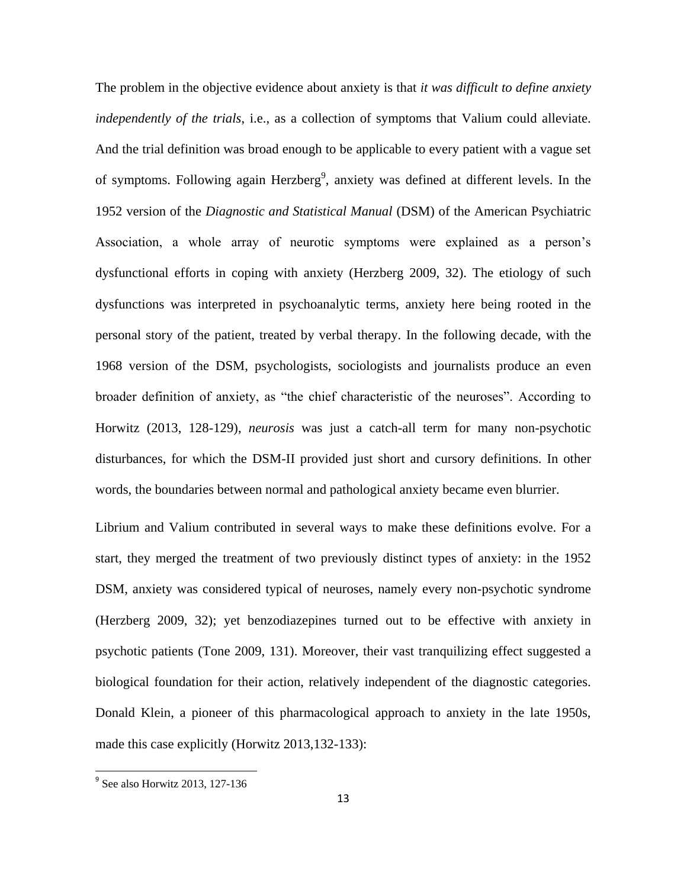The problem in the objective evidence about anxiety is that *it was difficult to define anxiety independently of the trials*, i.e., as a collection of symptoms that Valium could alleviate. And the trial definition was broad enough to be applicable to every patient with a vague set of symptoms. Following again Herzberg[9], anxiety was defined at different levels. In the 1952 version of the *Diagnostic and Statistical Manual* (DSM) of the American Psychiatric Association, a whole array of neurotic symptoms were explained as a person's dysfunctional efforts in coping with anxiety (Herzberg 2009, 32). The etiology of such dysfunctions was interpreted in psychoanalytic terms, anxiety here being rooted in the personal story of the patient, treated by verbal therapy. In the following decade, with the 1968 version of the DSM, psychologists, sociologists and journalists produce an even broader definition of anxiety, as "the chief characteristic of the neuroses". According to Horwitz (2013, 128-129), *neurosis* was just a catch-all term for many non-psychotic disturbances, for which the DSM-II provided just short and cursory definitions. In other words, the boundaries between normal and pathological anxiety became even blurrier.

Librium and Valium contributed in several ways to make these definitions evolve. For a start, they merged the treatment of two previously distinct types of anxiety: in the 1952 DSM, anxiety was considered typical of neuroses, namely every non-psychotic syndrome (Herzberg 2009, 32); yet benzodiazepines turned out to be effective with anxiety in psychotic patients (Tone 2009, 131). Moreover, their vast tranquilizing effect suggested a biological foundation for their action, relatively independent of the diagnostic categories. Donald Klein, a pioneer of this pharmacological approach to anxiety in the late 1950s, made this case explicitly (Horwitz 2013,132-133):

[9] See also Horwitz 2013, 127-136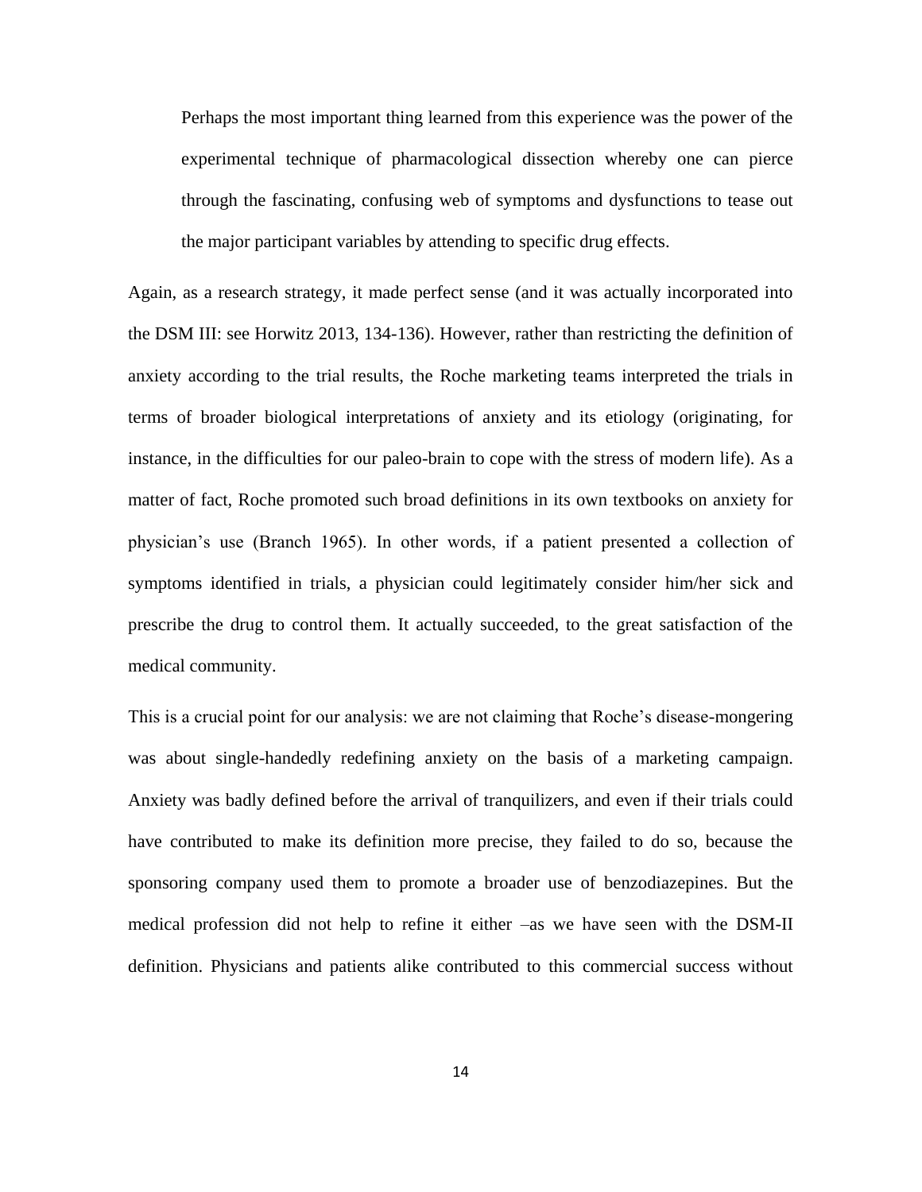> Perhaps the most important thing learned from this experience was the power of the experimental technique of pharmacological dissection whereby one can pierce through the fascinating, confusing web of symptoms and dysfunctions to tease out the major participant variables by attending to specific drug effects.

Again, as a research strategy, it made perfect sense (and it was actually incorporated into the DSM III: see Horwitz 2013, 134-136). However, rather than restricting the definition of anxiety according to the trial results, the Roche marketing teams interpreted the trials in terms of broader biological interpretations of anxiety and its etiology (originating, for instance, in the difficulties for our paleo-brain to cope with the stress of modern life). As a matter of fact, Roche promoted such broad definitions in its own textbooks on anxiety for physician's use (Branch 1965). In other words, if a patient presented a collection of symptoms identified in trials, a physician could legitimately consider him/her sick and prescribe the drug to control them. It actually succeeded, to the great satisfaction of the medical community.

This is a crucial point for our analysis: we are not claiming that Roche's disease-mongering was about single-handedly redefining anxiety on the basis of a marketing campaign. Anxiety was badly defined before the arrival of tranquilizers, and even if their trials could have contributed to make its definition more precise, they failed to do so, because the sponsoring company used them to promote a broader use of benzodiazepines. But the medical profession did not help to refine it either –as we have seen with the DSM-II definition. Physicians and patients alike contributed to this commercial success without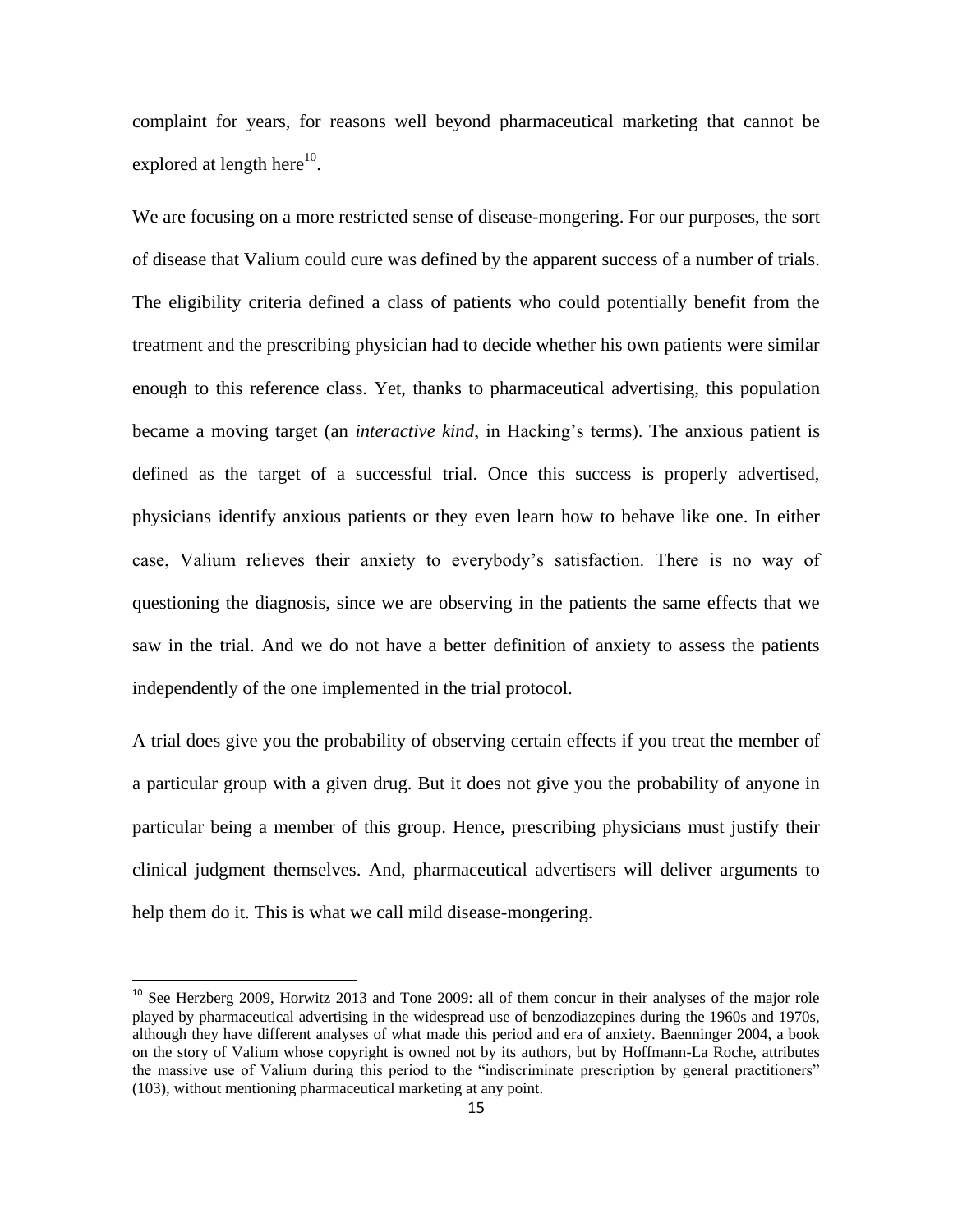complaint for years, for reasons well beyond pharmaceutical marketing that cannot be explored at length here[10].

We are focusing on a more restricted sense of disease-mongering. For our purposes, the sort of disease that Valium could cure was defined by the apparent success of a number of trials. The eligibility criteria defined a class of patients who could potentially benefit from the treatment and the prescribing physician had to decide whether his own patients were similar enough to this reference class. Yet, thanks to pharmaceutical advertising, this population became a moving target (an *interactive kind*, in Hacking's terms). The anxious patient is defined as the target of a successful trial. Once this success is properly advertised, physicians identify anxious patients or they even learn how to behave like one. In either case, Valium relieves their anxiety to everybody's satisfaction. There is no way of questioning the diagnosis, since we are observing in the patients the same effects that we saw in the trial. And we do not have a better definition of anxiety to assess the patients independently of the one implemented in the trial protocol.

A trial does give you the probability of observing certain effects if you treat the member of a particular group with a given drug. But it does not give you the probability of anyone in particular being a member of this group. Hence, prescribing physicians must justify their clinical judgment themselves. And, pharmaceutical advertisers will deliver arguments to help them do it. This is what we call mild disease-mongering.

---

[10] See Herzberg 2009, Horwitz 2013 and Tone 2009: all of them concur in their analyses of the major role played by pharmaceutical advertising in the widespread use of benzodiazepines during the 1960s and 1970s, although they have different analyses of what made this period and era of anxiety. Baenninger 2004, a book on the story of Valium whose copyright is owned not by its authors, but by Hoffmann-La Roche, attributes the massive use of Valium during this period to the "indiscriminate prescription by general practitioners" (103), without mentioning pharmaceutical marketing at any point.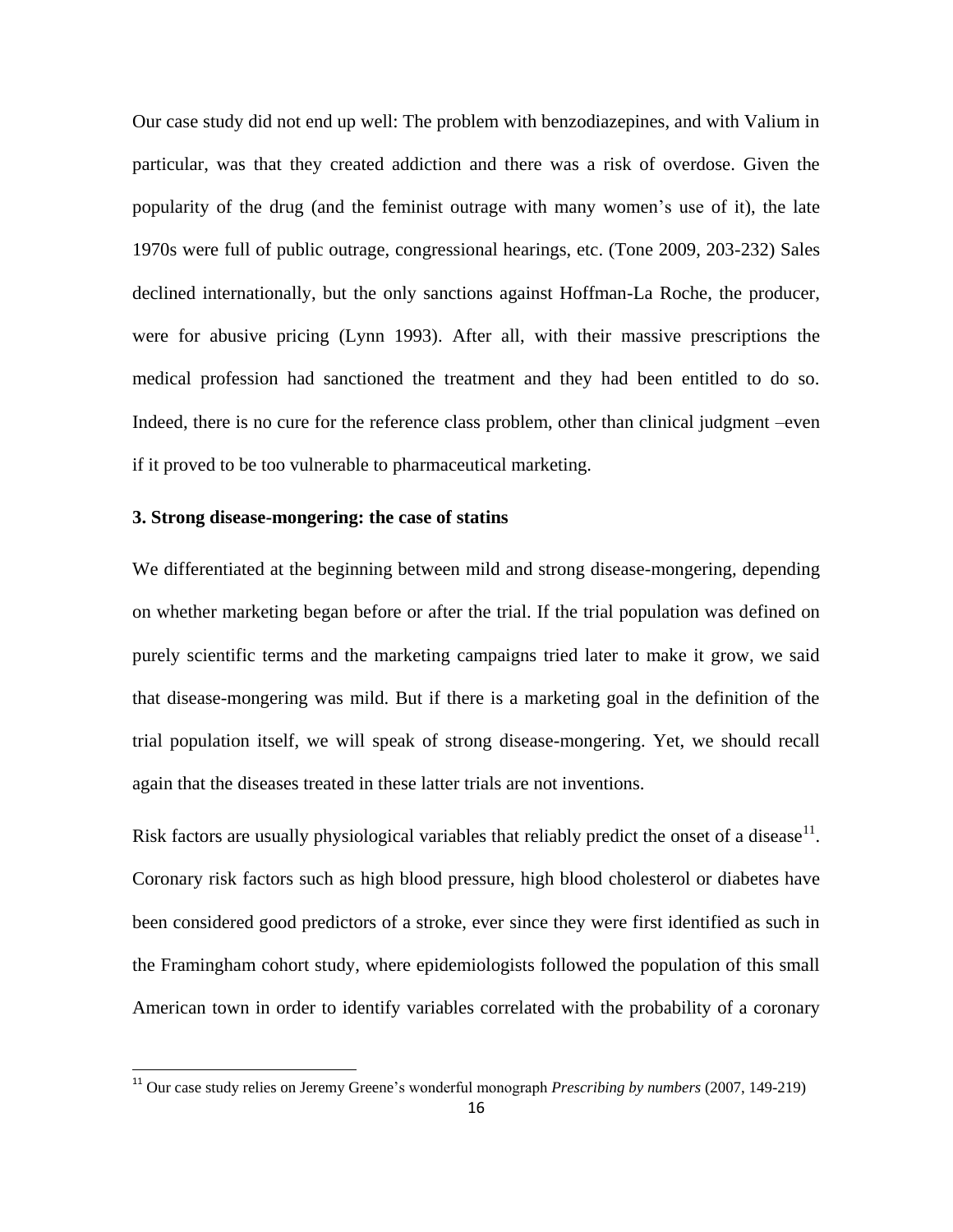Our case study did not end up well: The problem with benzodiazepines, and with Valium in particular, was that they created addiction and there was a risk of overdose. Given the popularity of the drug (and the feminist outrage with many women's use of it), the late 1970s were full of public outrage, congressional hearings, etc. (Tone 2009, 203-232) Sales declined internationally, but the only sanctions against Hoffman-La Roche, the producer, were for abusive pricing (Lynn 1993). After all, with their massive prescriptions the medical profession had sanctioned the treatment and they had been entitled to do so. Indeed, there is no cure for the reference class problem, other than clinical judgment –even if it proved to be too vulnerable to pharmaceutical marketing.

### 3. Strong disease-mongering: the case of statins

We differentiated at the beginning between mild and strong disease-mongering, depending on whether marketing began before or after the trial. If the trial population was defined on purely scientific terms and the marketing campaigns tried later to make it grow, we said that disease-mongering was mild. But if there is a marketing goal in the definition of the trial population itself, we will speak of strong disease-mongering. Yet, we should recall again that the diseases treated in these latter trials are not inventions.

Risk factors are usually physiological variables that reliably predict the onset of a disease[11]. Coronary risk factors such as high blood pressure, high blood cholesterol or diabetes have been considered good predictors of a stroke, ever since they were first identified as such in the Framingham cohort study, where epidemiologists followed the population of this small American town in order to identify variables correlated with the probability of a coronary

[11] Our case study relies on Jeremy Greene's wonderful monograph *Prescribing by numbers* (2007, 149-219)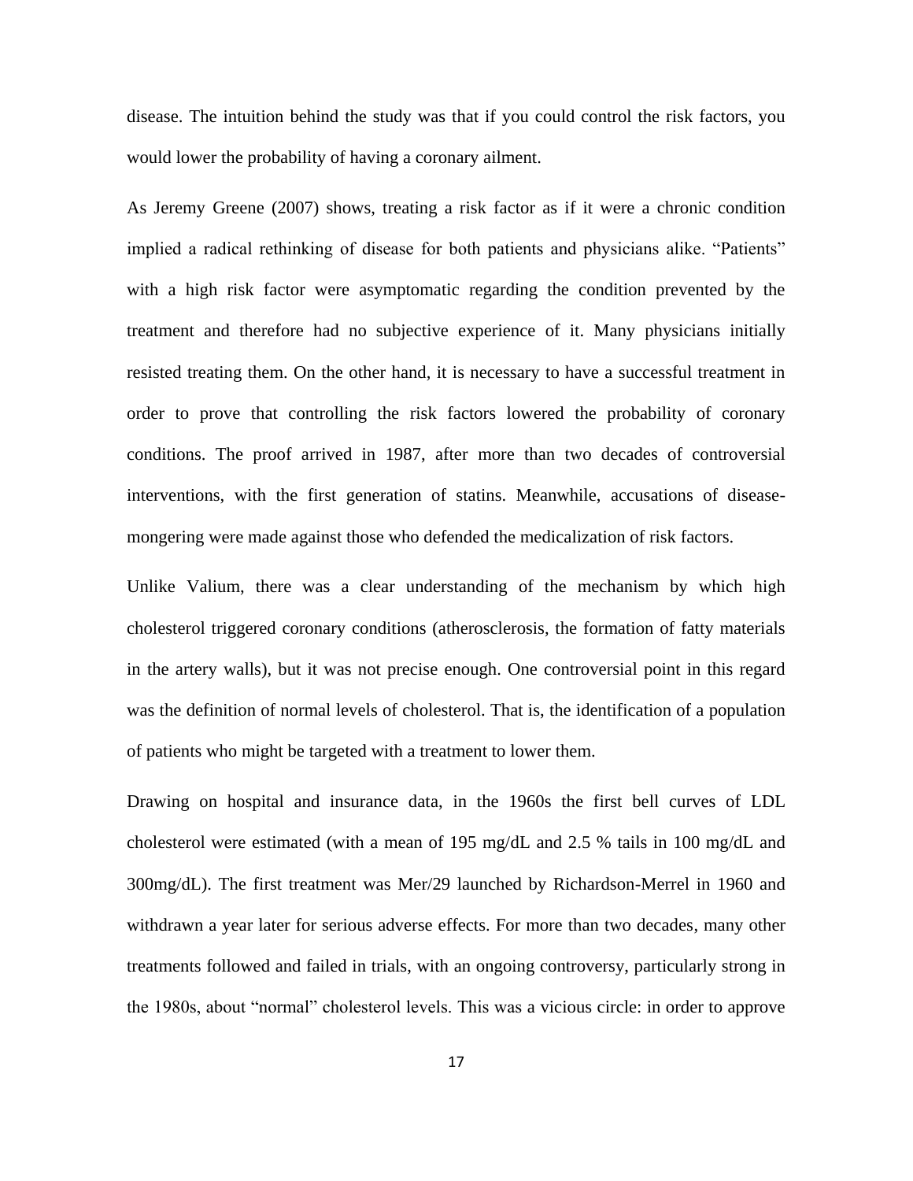disease. The intuition behind the study was that if you could control the risk factors, you would lower the probability of having a coronary ailment.

As Jeremy Greene (2007) shows, treating a risk factor as if it were a chronic condition implied a radical rethinking of disease for both patients and physicians alike. "Patients" with a high risk factor were asymptomatic regarding the condition prevented by the treatment and therefore had no subjective experience of it. Many physicians initially resisted treating them. On the other hand, it is necessary to have a successful treatment in order to prove that controlling the risk factors lowered the probability of coronary conditions. The proof arrived in 1987, after more than two decades of controversial interventions, with the first generation of statins. Meanwhile, accusations of disease-mongering were made against those who defended the medicalization of risk factors.

Unlike Valium, there was a clear understanding of the mechanism by which high cholesterol triggered coronary conditions (atherosclerosis, the formation of fatty materials in the artery walls), but it was not precise enough. One controversial point in this regard was the definition of normal levels of cholesterol. That is, the identification of a population of patients who might be targeted with a treatment to lower them.

Drawing on hospital and insurance data, in the 1960s the first bell curves of LDL cholesterol were estimated (with a mean of 195 mg/dL and 2.5 % tails in 100 mg/dL and 300mg/dL). The first treatment was Mer/29 launched by Richardson-Merrel in 1960 and withdrawn a year later for serious adverse effects. For more than two decades, many other treatments followed and failed in trials, with an ongoing controversy, particularly strong in the 1980s, about "normal" cholesterol levels. This was a vicious circle: in order to approve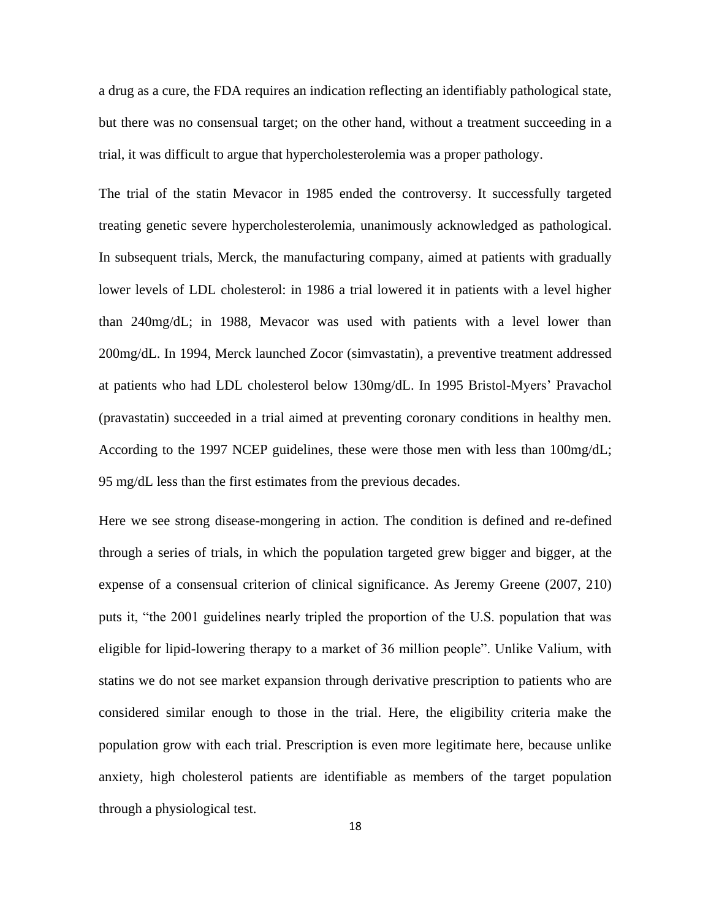a drug as a cure, the FDA requires an indication reflecting an identifiably pathological state, but there was no consensual target; on the other hand, without a treatment succeeding in a trial, it was difficult to argue that hypercholesterolemia was a proper pathology.

The trial of the statin Mevacor in 1985 ended the controversy. It successfully targeted treating genetic severe hypercholesterolemia, unanimously acknowledged as pathological. In subsequent trials, Merck, the manufacturing company, aimed at patients with gradually lower levels of LDL cholesterol: in 1986 a trial lowered it in patients with a level higher than 240mg/dL; in 1988, Mevacor was used with patients with a level lower than 200mg/dL. In 1994, Merck launched Zocor (simvastatin), a preventive treatment addressed at patients who had LDL cholesterol below 130mg/dL. In 1995 Bristol-Myers' Pravachol (pravastatin) succeeded in a trial aimed at preventing coronary conditions in healthy men. According to the 1997 NCEP guidelines, these were those men with less than 100mg/dL; 95 mg/dL less than the first estimates from the previous decades.

Here we see strong disease-mongering in action. The condition is defined and re-defined through a series of trials, in which the population targeted grew bigger and bigger, at the expense of a consensual criterion of clinical significance. As Jeremy Greene (2007, 210) puts it, "the 2001 guidelines nearly tripled the proportion of the U.S. population that was eligible for lipid-lowering therapy to a market of 36 million people". Unlike Valium, with statins we do not see market expansion through derivative prescription to patients who are considered similar enough to those in the trial. Here, the eligibility criteria make the population grow with each trial. Prescription is even more legitimate here, because unlike anxiety, high cholesterol patients are identifiable as members of the target population through a physiological test.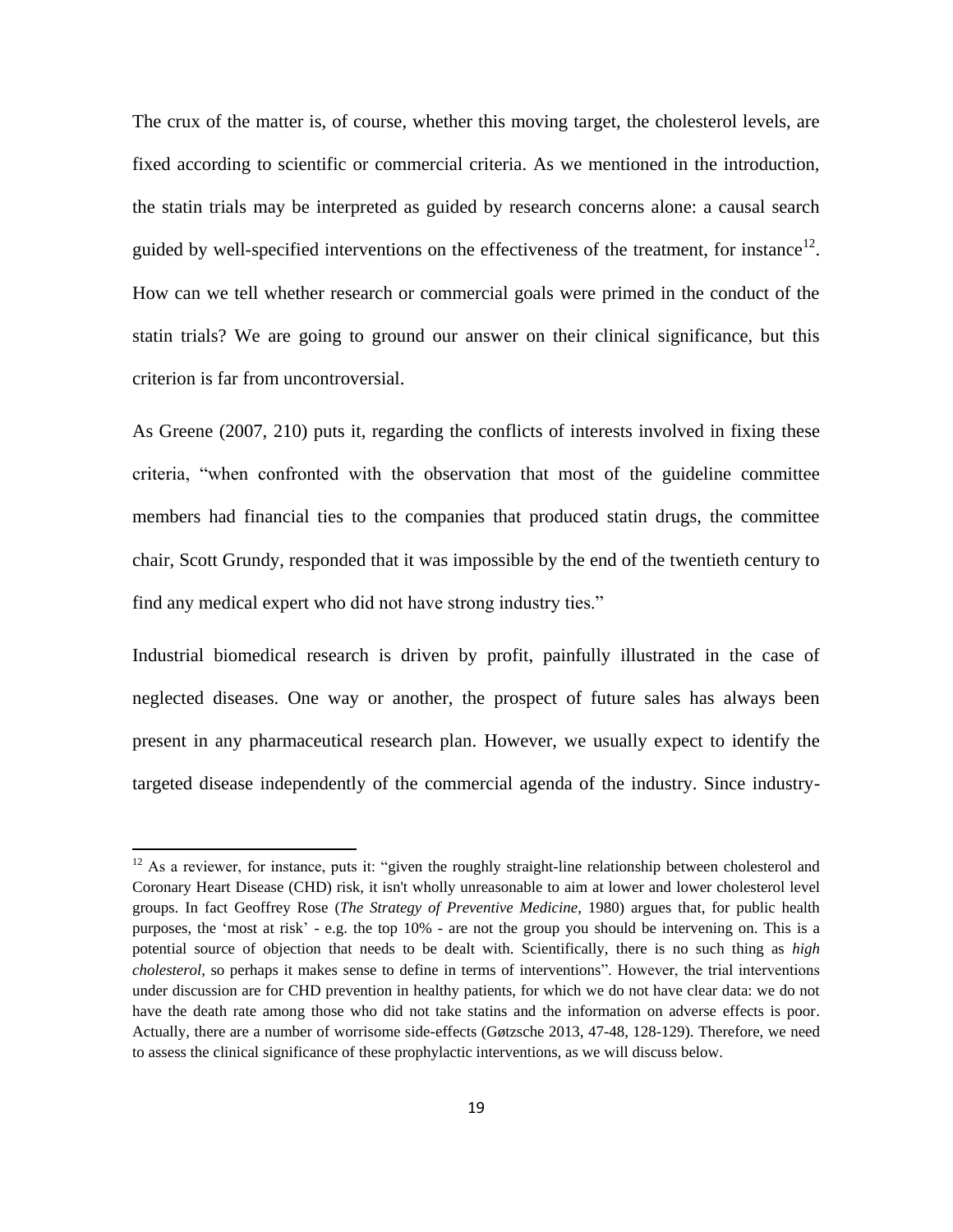The crux of the matter is, of course, whether this moving target, the cholesterol levels, are fixed according to scientific or commercial criteria. As we mentioned in the introduction, the statin trials may be interpreted as guided by research concerns alone: a causal search guided by well-specified interventions on the effectiveness of the treatment, for instance[12]. How can we tell whether research or commercial goals were primed in the conduct of the statin trials? We are going to ground our answer on their clinical significance, but this criterion is far from uncontroversial.

As Greene (2007, 210) puts it, regarding the conflicts of interests involved in fixing these criteria, "when confronted with the observation that most of the guideline committee members had financial ties to the companies that produced statin drugs, the committee chair, Scott Grundy, responded that it was impossible by the end of the twentieth century to find any medical expert who did not have strong industry ties."

Industrial biomedical research is driven by profit, painfully illustrated in the case of neglected diseases. One way or another, the prospect of future sales has always been present in any pharmaceutical research plan. However, we usually expect to identify the targeted disease independently of the commercial agenda of the industry. Since industry-

---

[12] As a reviewer, for instance, puts it: "given the roughly straight-line relationship between cholesterol and Coronary Heart Disease (CHD) risk, it isn't wholly unreasonable to aim at lower and lower cholesterol level groups. In fact Geoffrey Rose (*The Strategy of Preventive Medicine*, 1980) argues that, for public health purposes, the 'most at risk' - e.g. the top 10% - are not the group you should be intervening on. This is a potential source of objection that needs to be dealt with. Scientifically, there is no such thing as *high cholesterol*, so perhaps it makes sense to define in terms of interventions". However, the trial interventions under discussion are for CHD prevention in healthy patients, for which we do not have clear data: we do not have the death rate among those who did not take statins and the information on adverse effects is poor. Actually, there are a number of worrisome side-effects (Gøtzsche 2013, 47-48, 128-129). Therefore, we need to assess the clinical significance of these prophylactic interventions, as we will discuss below.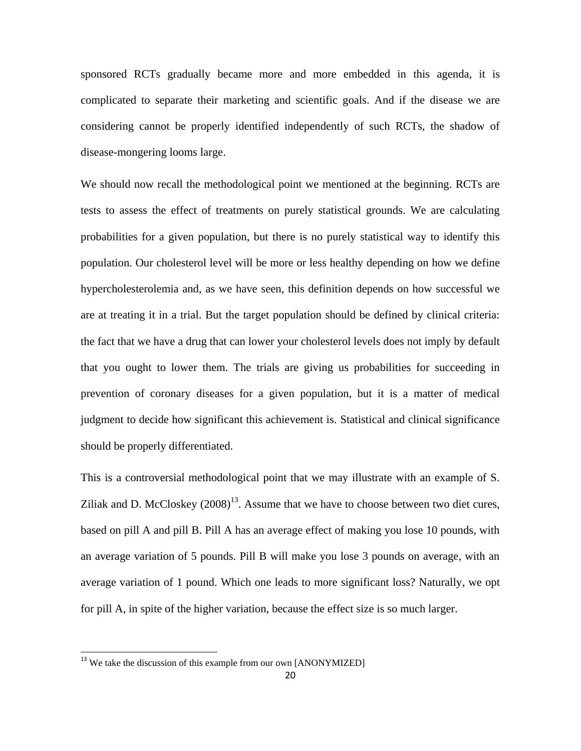sponsored RCTs gradually became more and more embedded in this agenda, it is complicated to separate their marketing and scientific goals. And if the disease we are considering cannot be properly identified independently of such RCTs, the shadow of disease-mongering looms large.

We should now recall the methodological point we mentioned at the beginning. RCTs are tests to assess the effect of treatments on purely statistical grounds. We are calculating probabilities for a given population, but there is no purely statistical way to identify this population. Our cholesterol level will be more or less healthy depending on how we define hypercholesterolemia and, as we have seen, this definition depends on how successful we are at treating it in a trial. But the target population should be defined by clinical criteria: the fact that we have a drug that can lower your cholesterol levels does not imply by default that you ought to lower them. The trials are giving us probabilities for succeeding in prevention of coronary diseases for a given population, but it is a matter of medical judgment to decide how significant this achievement is. Statistical and clinical significance should be properly differentiated.

This is a controversial methodological point that we may illustrate with an example of S. Ziliak and D. McCloskey (2008)[13]. Assume that we have to choose between two diet cures, based on pill A and pill B. Pill A has an average effect of making you lose 10 pounds, with an average variation of 5 pounds. Pill B will make you lose 3 pounds on average, with an average variation of 1 pound. Which one leads to more significant loss? Naturally, we opt for pill A, in spite of the higher variation, because the effect size is so much larger.

---

[13] We take the discussion of this example from our own [ANONYMIZED]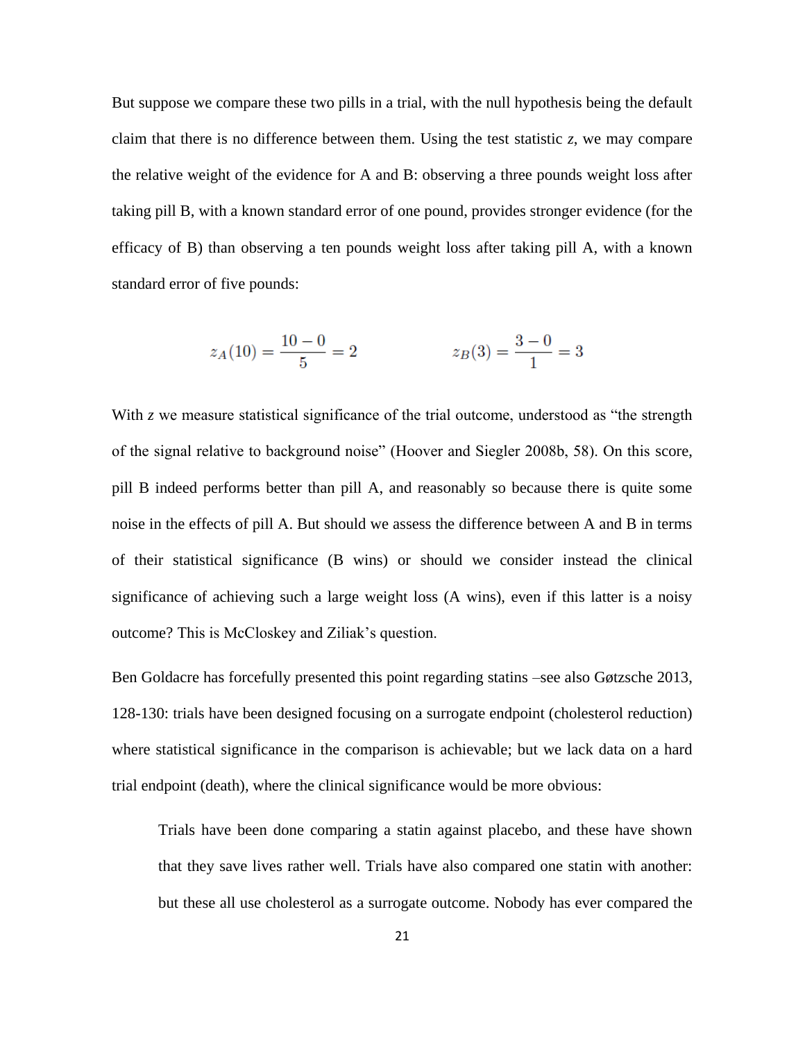But suppose we compare these two pills in a trial, with the null hypothesis being the default claim that there is no difference between them. Using the test statistic *z*, we may compare the relative weight of the evidence for A and B: observing a three pounds weight loss after taking pill B, with a known standard error of one pound, provides stronger evidence (for the efficacy of B) than observing a ten pounds weight loss after taking pill A, with a known standard error of five pounds:

$$z_A(10) = \frac{10-0}{5} = 2 \qquad\qquad z_B(3) = \frac{3-0}{1} = 3$$

With *z* we measure statistical significance of the trial outcome, understood as "the strength of the signal relative to background noise" (Hoover and Siegler 2008b, 58). On this score, pill B indeed performs better than pill A, and reasonably so because there is quite some noise in the effects of pill A. But should we assess the difference between A and B in terms of their statistical significance (B wins) or should we consider instead the clinical significance of achieving such a large weight loss (A wins), even if this latter is a noisy outcome? This is McCloskey and Ziliak's question.

Ben Goldacre has forcefully presented this point regarding statins –see also Gøtzsche 2013, 128-130: trials have been designed focusing on a surrogate endpoint (cholesterol reduction) where statistical significance in the comparison is achievable; but we lack data on a hard trial endpoint (death), where the clinical significance would be more obvious:

> Trials have been done comparing a statin against placebo, and these have shown that they save lives rather well. Trials have also compared one statin with another: but these all use cholesterol as a surrogate outcome. Nobody has ever compared the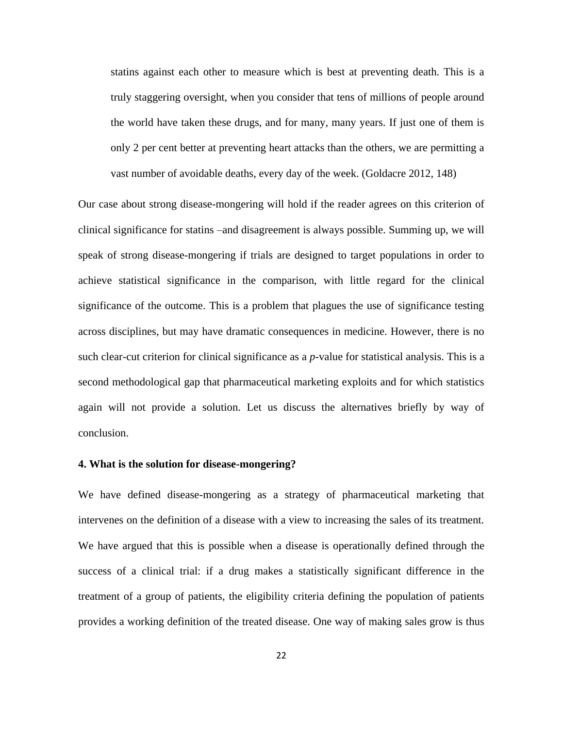> statins against each other to measure which is best at preventing death. This is a truly staggering oversight, when you consider that tens of millions of people around the world have taken these drugs, and for many, many years. If just one of them is only 2 per cent better at preventing heart attacks than the others, we are permitting a vast number of avoidable deaths, every day of the week. (Goldacre 2012, 148)

Our case about strong disease-mongering will hold if the reader agrees on this criterion of clinical significance for statins –and disagreement is always possible. Summing up, we will speak of strong disease-mongering if trials are designed to target populations in order to achieve statistical significance in the comparison, with little regard for the clinical significance of the outcome. This is a problem that plagues the use of significance testing across disciplines, but may have dramatic consequences in medicine. However, there is no such clear-cut criterion for clinical significance as a *p*-value for statistical analysis. This is a second methodological gap that pharmaceutical marketing exploits and for which statistics again will not provide a solution. Let us discuss the alternatives briefly by way of conclusion.

### 4. What is the solution for disease-mongering?

We have defined disease-mongering as a strategy of pharmaceutical marketing that intervenes on the definition of a disease with a view to increasing the sales of its treatment. We have argued that this is possible when a disease is operationally defined through the success of a clinical trial: if a drug makes a statistically significant difference in the treatment of a group of patients, the eligibility criteria defining the population of patients provides a working definition of the treated disease. One way of making sales grow is thus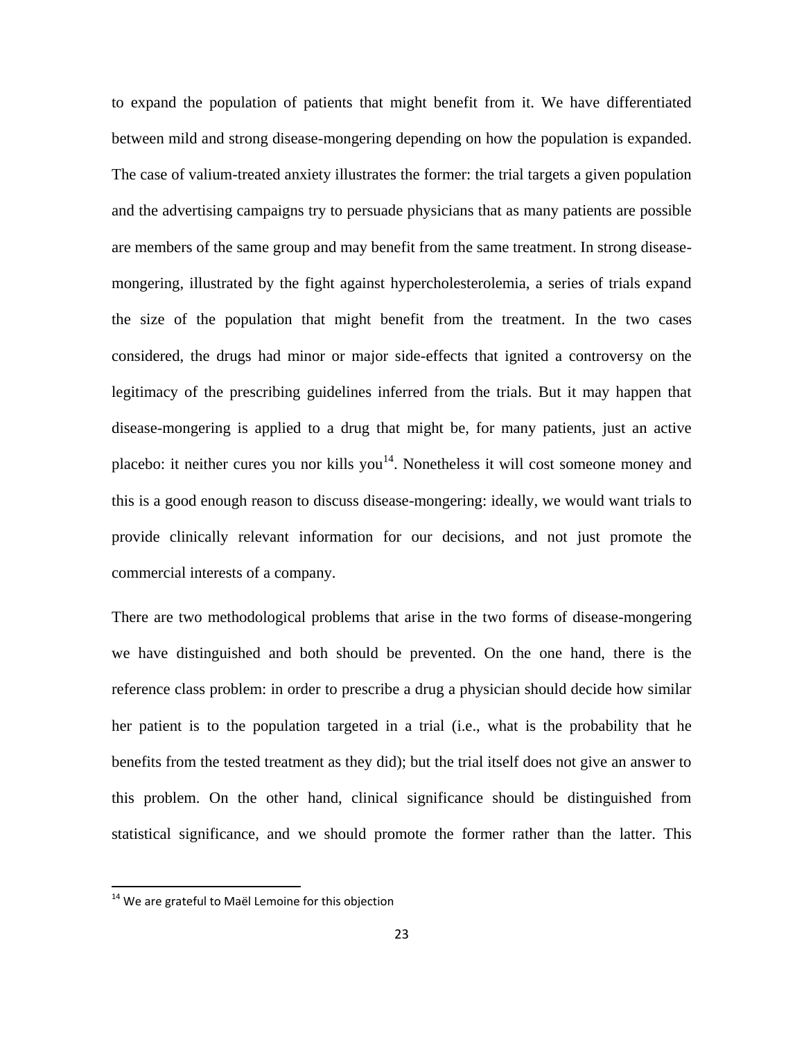to expand the population of patients that might benefit from it. We have differentiated between mild and strong disease-mongering depending on how the population is expanded. The case of valium-treated anxiety illustrates the former: the trial targets a given population and the advertising campaigns try to persuade physicians that as many patients are possible are members of the same group and may benefit from the same treatment. In strong disease-mongering, illustrated by the fight against hypercholesterolemia, a series of trials expand the size of the population that might benefit from the treatment. In the two cases considered, the drugs had minor or major side-effects that ignited a controversy on the legitimacy of the prescribing guidelines inferred from the trials. But it may happen that disease-mongering is applied to a drug that might be, for many patients, just an active placebo: it neither cures you nor kills you[14]. Nonetheless it will cost someone money and this is a good enough reason to discuss disease-mongering: ideally, we would want trials to provide clinically relevant information for our decisions, and not just promote the commercial interests of a company.

There are two methodological problems that arise in the two forms of disease-mongering we have distinguished and both should be prevented. On the one hand, there is the reference class problem: in order to prescribe a drug a physician should decide how similar her patient is to the population targeted in a trial (i.e., what is the probability that he benefits from the tested treatment as they did); but the trial itself does not give an answer to this problem. On the other hand, clinical significance should be distinguished from statistical significance, and we should promote the former rather than the latter. This

[14] We are grateful to Maël Lemoine for this objection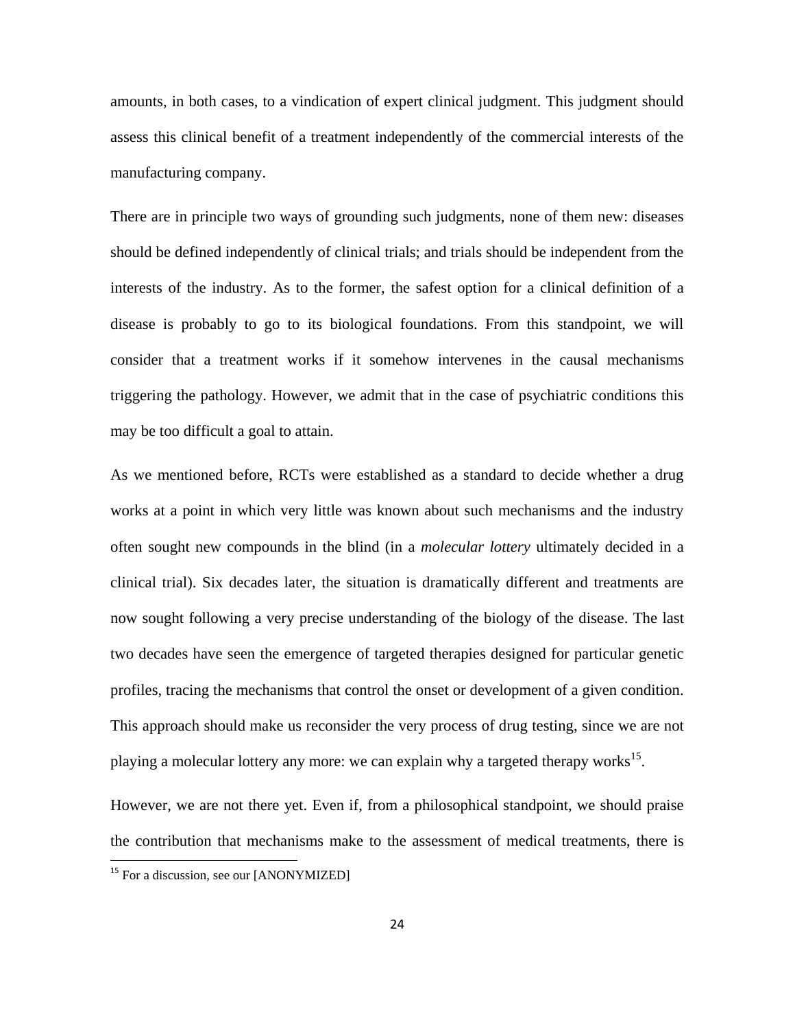amounts, in both cases, to a vindication of expert clinical judgment. This judgment should assess this clinical benefit of a treatment independently of the commercial interests of the manufacturing company.

There are in principle two ways of grounding such judgments, none of them new: diseases should be defined independently of clinical trials; and trials should be independent from the interests of the industry. As to the former, the safest option for a clinical definition of a disease is probably to go to its biological foundations. From this standpoint, we will consider that a treatment works if it somehow intervenes in the causal mechanisms triggering the pathology. However, we admit that in the case of psychiatric conditions this may be too difficult a goal to attain.

As we mentioned before, RCTs were established as a standard to decide whether a drug works at a point in which very little was known about such mechanisms and the industry often sought new compounds in the blind (in a *molecular lottery* ultimately decided in a clinical trial). Six decades later, the situation is dramatically different and treatments are now sought following a very precise understanding of the biology of the disease. The last two decades have seen the emergence of targeted therapies designed for particular genetic profiles, tracing the mechanisms that control the onset or development of a given condition. This approach should make us reconsider the very process of drug testing, since we are not playing a molecular lottery any more: we can explain why a targeted therapy works[15].

However, we are not there yet. Even if, from a philosophical standpoint, we should praise the contribution that mechanisms make to the assessment of medical treatments, there is

[15] For a discussion, see our [ANONYMIZED]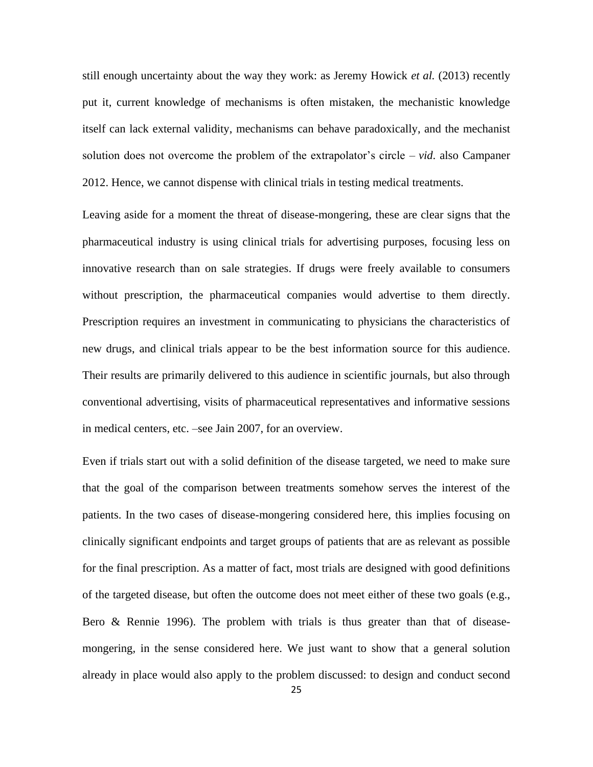still enough uncertainty about the way they work: as Jeremy Howick *et al.* (2013) recently put it, current knowledge of mechanisms is often mistaken, the mechanistic knowledge itself can lack external validity, mechanisms can behave paradoxically, and the mechanist solution does not overcome the problem of the extrapolator's circle – *vid*. also Campaner 2012. Hence, we cannot dispense with clinical trials in testing medical treatments.

Leaving aside for a moment the threat of disease-mongering, these are clear signs that the pharmaceutical industry is using clinical trials for advertising purposes, focusing less on innovative research than on sale strategies. If drugs were freely available to consumers without prescription, the pharmaceutical companies would advertise to them directly. Prescription requires an investment in communicating to physicians the characteristics of new drugs, and clinical trials appear to be the best information source for this audience. Their results are primarily delivered to this audience in scientific journals, but also through conventional advertising, visits of pharmaceutical representatives and informative sessions in medical centers, etc. –see Jain 2007, for an overview.

Even if trials start out with a solid definition of the disease targeted, we need to make sure that the goal of the comparison between treatments somehow serves the interest of the patients. In the two cases of disease-mongering considered here, this implies focusing on clinically significant endpoints and target groups of patients that are as relevant as possible for the final prescription. As a matter of fact, most trials are designed with good definitions of the targeted disease, but often the outcome does not meet either of these two goals (e.g., Bero & Rennie 1996). The problem with trials is thus greater than that of disease-mongering, in the sense considered here. We just want to show that a general solution already in place would also apply to the problem discussed: to design and conduct second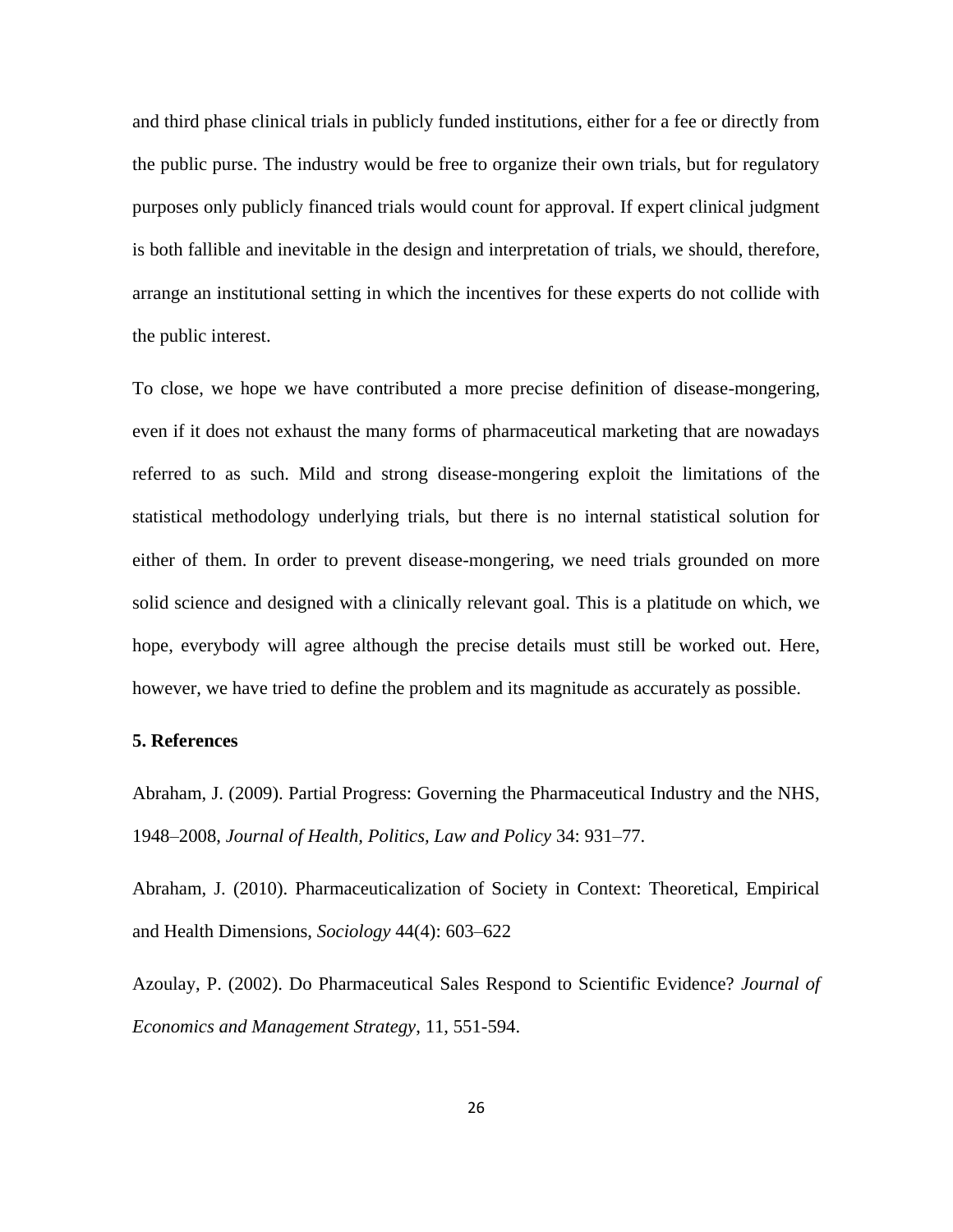and third phase clinical trials in publicly funded institutions, either for a fee or directly from the public purse. The industry would be free to organize their own trials, but for regulatory purposes only publicly financed trials would count for approval. If expert clinical judgment is both fallible and inevitable in the design and interpretation of trials, we should, therefore, arrange an institutional setting in which the incentives for these experts do not collide with the public interest.

To close, we hope we have contributed a more precise definition of disease-mongering, even if it does not exhaust the many forms of pharmaceutical marketing that are nowadays referred to as such. Mild and strong disease-mongering exploit the limitations of the statistical methodology underlying trials, but there is no internal statistical solution for either of them. In order to prevent disease-mongering, we need trials grounded on more solid science and designed with a clinically relevant goal. This is a platitude on which, we hope, everybody will agree although the precise details must still be worked out. Here, however, we have tried to define the problem and its magnitude as accurately as possible.

## 5. References

Abraham, J. (2009). Partial Progress: Governing the Pharmaceutical Industry and the NHS, 1948–2008, *Journal of Health, Politics, Law and Policy* 34: 931–77.

Abraham, J. (2010). Pharmaceuticalization of Society in Context: Theoretical, Empirical and Health Dimensions, *Sociology* 44(4): 603–622

Azoulay, P. (2002). Do Pharmaceutical Sales Respond to Scientific Evidence? *Journal of Economics and Management Strategy*, 11, 551-594.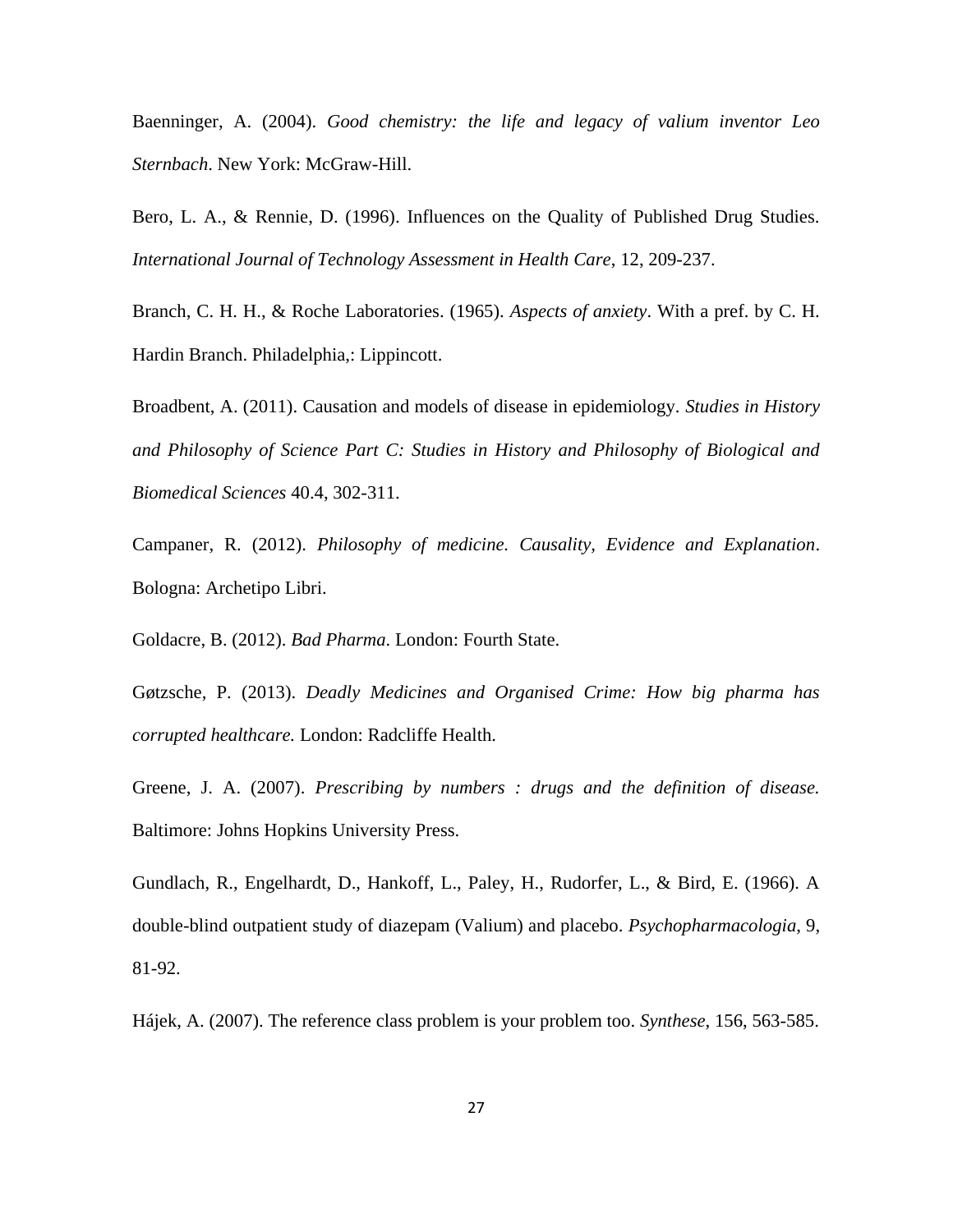Baenninger, A. (2004). *Good chemistry: the life and legacy of valium inventor Leo Sternbach*. New York: McGraw-Hill.

Bero, L. A., & Rennie, D. (1996). Influences on the Quality of Published Drug Studies. *International Journal of Technology Assessment in Health Care*, 12, 209-237.

Branch, C. H. H., & Roche Laboratories. (1965). *Aspects of anxiety*. With a pref. by C. H. Hardin Branch. Philadelphia,: Lippincott.

Broadbent, A. (2011). Causation and models of disease in epidemiology. *Studies in History and Philosophy of Science Part C: Studies in History and Philosophy of Biological and Biomedical Sciences* 40.4, 302-311.

Campaner, R. (2012). *Philosophy of medicine. Causality, Evidence and Explanation*. Bologna: Archetipo Libri.

Goldacre, B. (2012). *Bad Pharma*. London: Fourth State.

Gøtzsche, P. (2013). *Deadly Medicines and Organised Crime: How big pharma has corrupted healthcare.* London: Radcliffe Health.

Greene, J. A. (2007). *Prescribing by numbers : drugs and the definition of disease.* Baltimore: Johns Hopkins University Press.

Gundlach, R., Engelhardt, D., Hankoff, L., Paley, H., Rudorfer, L., & Bird, E. (1966). A double-blind outpatient study of diazepam (Valium) and placebo. *Psychopharmacologia*, 9, 81-92.

Hájek, A. (2007). The reference class problem is your problem too. *Synthese*, 156, 563-585.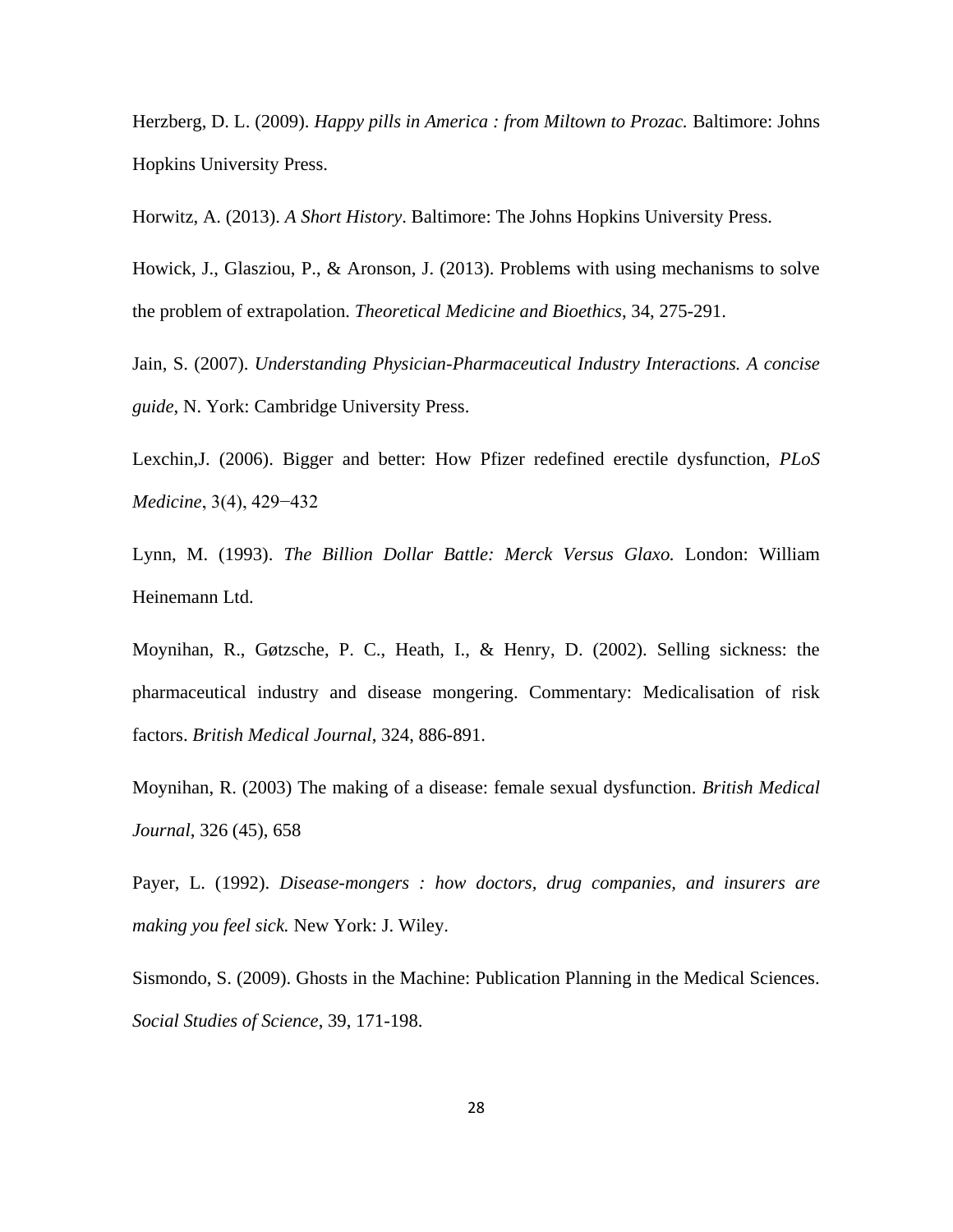Herzberg, D. L. (2009). *Happy pills in America : from Miltown to Prozac.* Baltimore: Johns Hopkins University Press.

Horwitz, A. (2013). *A Short History*. Baltimore: The Johns Hopkins University Press.

Howick, J., Glasziou, P., & Aronson, J. (2013). Problems with using mechanisms to solve the problem of extrapolation. *Theoretical Medicine and Bioethics*, 34, 275-291.

Jain, S. (2007). *Understanding Physician-Pharmaceutical Industry Interactions. A concise guide*, N. York: Cambridge University Press.

Lexchin,J. (2006). Bigger and better: How Pfizer redefined erectile dysfunction, *PLoS Medicine*, 3(4), 429−432

Lynn, M. (1993). *The Billion Dollar Battle: Merck Versus Glaxo.* London: William Heinemann Ltd.

Moynihan, R., Gøtzsche, P. C., Heath, I., & Henry, D. (2002). Selling sickness: the pharmaceutical industry and disease mongering. Commentary: Medicalisation of risk factors. *British Medical Journal*, 324, 886-891.

Moynihan, R. (2003) The making of a disease: female sexual dysfunction. *British Medical Journal*, 326 (45), 658

Payer, L. (1992). *Disease-mongers : how doctors, drug companies, and insurers are making you feel sick.* New York: J. Wiley.

Sismondo, S. (2009). Ghosts in the Machine: Publication Planning in the Medical Sciences. *Social Studies of Science*, 39, 171-198.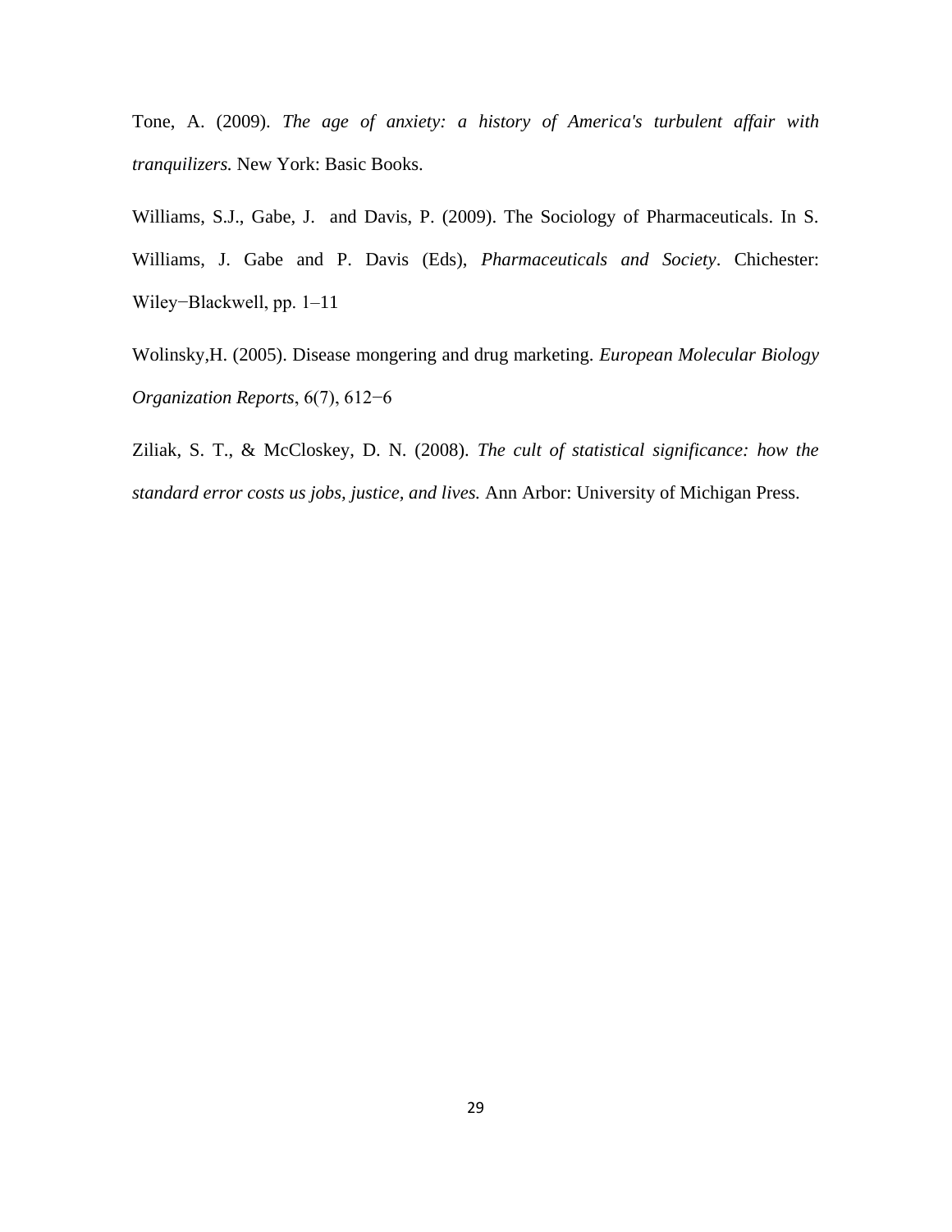Tone, A. (2009). *The age of anxiety: a history of America's turbulent affair with tranquilizers.* New York: Basic Books.

Williams, S.J., Gabe, J. and Davis, P. (2009). The Sociology of Pharmaceuticals. In S. Williams, J. Gabe and P. Davis (Eds), *Pharmaceuticals and Society*. Chichester: Wiley−Blackwell, pp. 1–11

Wolinsky,H. (2005). Disease mongering and drug marketing. *European Molecular Biology Organization Reports*, 6(7), 612−6

Ziliak, S. T., & McCloskey, D. N. (2008). *The cult of statistical significance: how the standard error costs us jobs, justice, and lives.* Ann Arbor: University of Michigan Press.